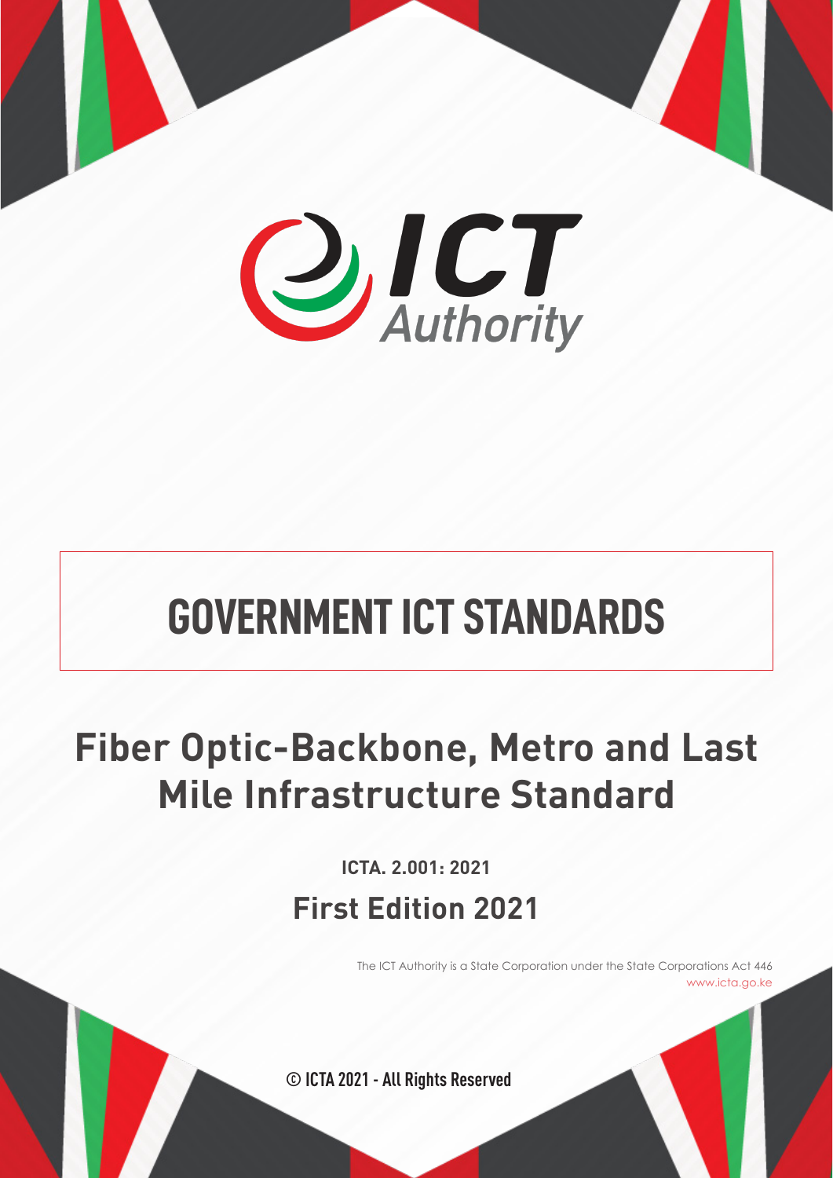ICT Authority

# GOVERNMENT ICT STANDARDS

## Fiber Optic-Backbone, Metro and Last Mile Infrastructure Standard

**ICTA. 2.001: 2021**

**First Edition 2021**

The ICT Authority is a State Corporation under the State Corporations Act 446
www.icta.go.ke

© ICTA 2021 - All Rights Reserved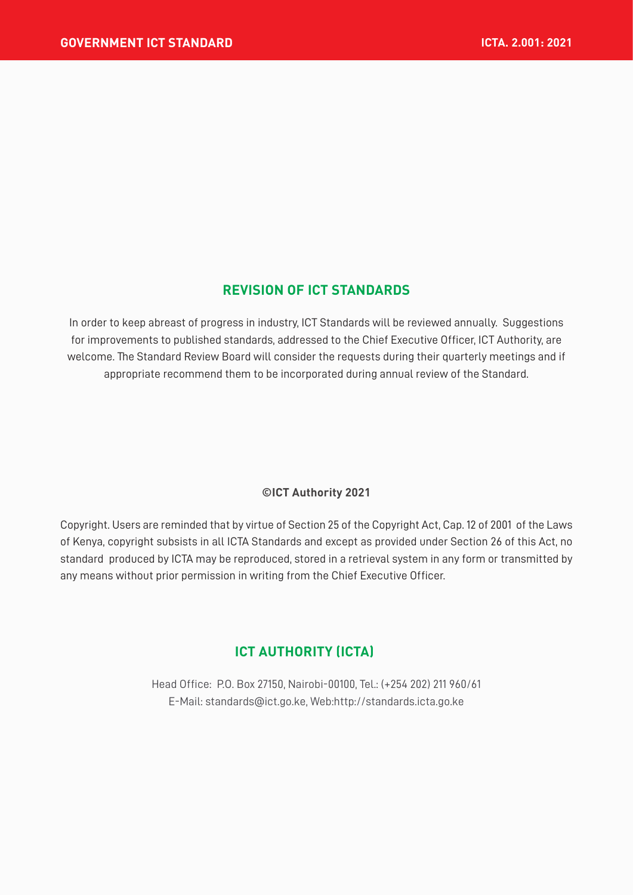## REVISION OF ICT STANDARDS

In order to keep abreast of progress in industry, ICT Standards will be reviewed annually. Suggestions for improvements to published standards, addressed to the Chief Executive Officer, ICT Authority, are welcome. The Standard Review Board will consider the requests during their quarterly meetings and if appropriate recommend them to be incorporated during annual review of the Standard.

**©ICT Authority 2021**

Copyright. Users are reminded that by virtue of Section 25 of the Copyright Act, Cap. 12 of 2001 of the Laws of Kenya, copyright subsists in all ICTA Standards and except as provided under Section 26 of this Act, no standard produced by ICTA may be reproduced, stored in a retrieval system in any form or transmitted by any means without prior permission in writing from the Chief Executive Officer.

## ICT AUTHORITY (ICTA)

Head Office: P.O. Box 27150, Nairobi-00100, Tel.: (+254 202) 211 960/61
E-Mail: standards@ict.go.ke, Web:http://standards.icta.go.ke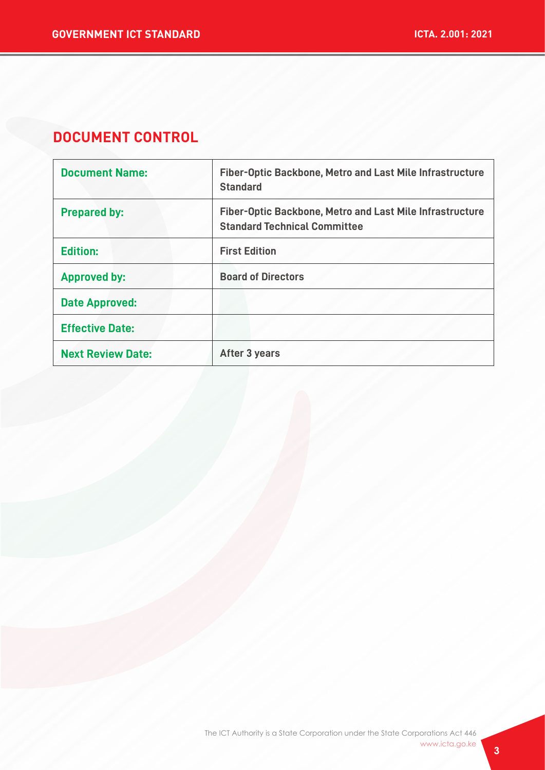# DOCUMENT CONTROL

| | |
|---|---|
| **Document Name:** | **Fiber-Optic Backbone, Metro and Last Mile Infrastructure Standard** |
| **Prepared by:** | **Fiber-Optic Backbone, Metro and Last Mile Infrastructure Standard Technical Committee** |
| **Edition:** | **First Edition** |
| **Approved by:** | **Board of Directors** |
| **Date Approved:** | |
| **Effective Date:** | |
| **Next Review Date:** | **After 3 years** |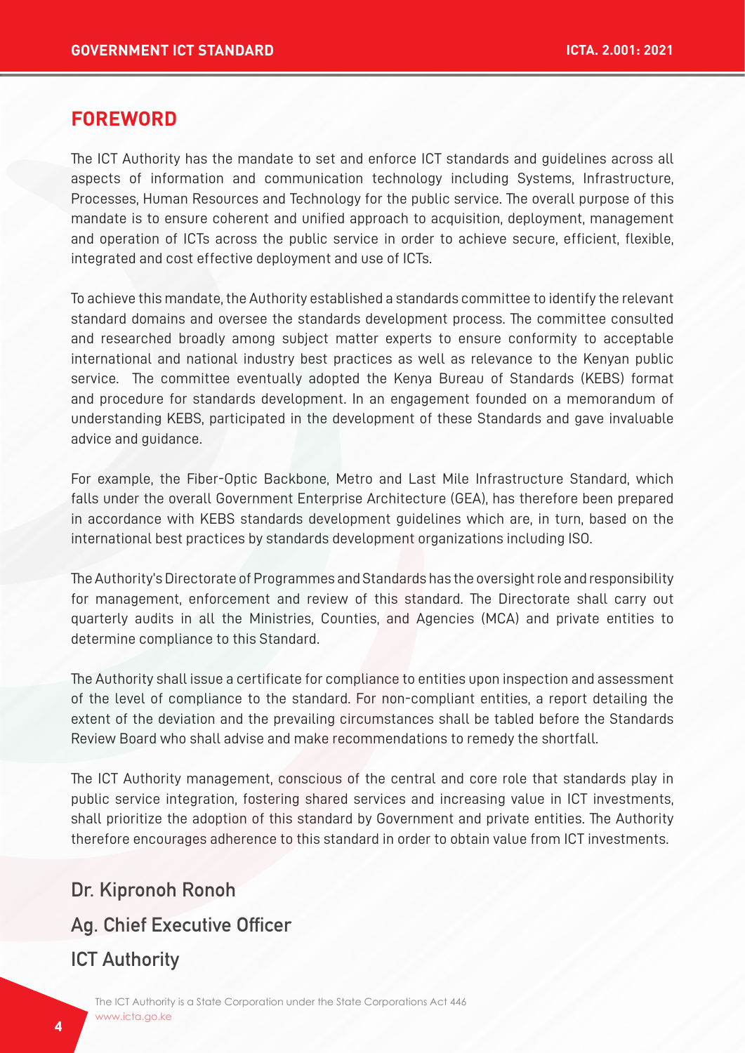## FOREWORD

The ICT Authority has the mandate to set and enforce ICT standards and guidelines across all aspects of information and communication technology including Systems, Infrastructure, Processes, Human Resources and Technology for the public service. The overall purpose of this mandate is to ensure coherent and unified approach to acquisition, deployment, management and operation of ICTs across the public service in order to achieve secure, efficient, flexible, integrated and cost effective deployment and use of ICTs.

To achieve this mandate, the Authority established a standards committee to identify the relevant standard domains and oversee the standards development process. The committee consulted and researched broadly among subject matter experts to ensure conformity to acceptable international and national industry best practices as well as relevance to the Kenyan public service. The committee eventually adopted the Kenya Bureau of Standards (KEBS) format and procedure for standards development. In an engagement founded on a memorandum of understanding KEBS, participated in the development of these Standards and gave invaluable advice and guidance.

For example, the Fiber-Optic Backbone, Metro and Last Mile Infrastructure Standard, which falls under the overall Government Enterprise Architecture (GEA), has therefore been prepared in accordance with KEBS standards development guidelines which are, in turn, based on the international best practices by standards development organizations including ISO.

The Authority's Directorate of Programmes and Standards has the oversight role and responsibility for management, enforcement and review of this standard. The Directorate shall carry out quarterly audits in all the Ministries, Counties, and Agencies (MCA) and private entities to determine compliance to this Standard.

The Authority shall issue a certificate for compliance to entities upon inspection and assessment of the level of compliance to the standard. For non-compliant entities, a report detailing the extent of the deviation and the prevailing circumstances shall be tabled before the Standards Review Board who shall advise and make recommendations to remedy the shortfall.

The ICT Authority management, conscious of the central and core role that standards play in public service integration, fostering shared services and increasing value in ICT investments, shall prioritize the adoption of this standard by Government and private entities. The Authority therefore encourages adherence to this standard in order to obtain value from ICT investments.

**Dr. Kipronoh Ronoh**

**Ag. Chief Executive Officer**

**ICT Authority**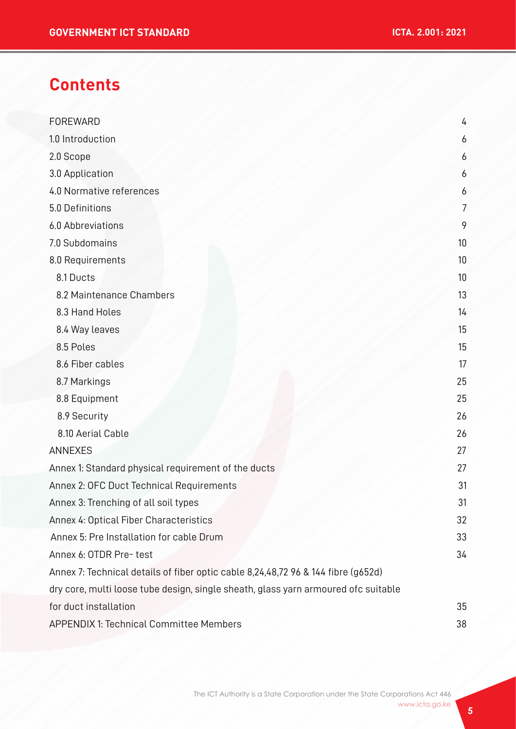# Contents

| | |
|---|---|
| FOREWARD | 4 |
| 1.0 Introduction | 6 |
| 2.0 Scope | 6 |
| 3.0 Application | 6 |
| 4.0 Normative references | 6 |
| 5.0 Definitions | 7 |
| 6.0 Abbreviations | 9 |
| 7.0 Subdomains | 10 |
| 8.0 Requirements | 10 |
| 8.1 Ducts | 10 |
| 8.2 Maintenance Chambers | 13 |
| 8.3 Hand Holes | 14 |
| 8.4 Way leaves | 15 |
| 8.5 Poles | 15 |
| 8.6 Fiber cables | 17 |
| 8.7 Markings | 25 |
| 8.8 Equipment | 25 |
| 8.9 Security | 26 |
| 8.10 Aerial Cable | 26 |
| ANNEXES | 27 |
| Annex 1: Standard physical requirement of the ducts | 27 |
| Annex 2: OFC Duct Technical Requirements | 31 |
| Annex 3: Trenching of all soil types | 31 |
| Annex 4: Optical Fiber Characteristics | 32 |
| Annex 5: Pre Installation for cable Drum | 33 |
| Annex 6: OTDR Pre- test | 34 |
| Annex 7: Technical details of fiber optic cable 8,24,48,72 96 & 144 fibre (g652d) dry core, multi loose tube design, single sheath, glass yarn armoured ofc suitable for duct installation | 35 |
| APPENDIX 1: Technical Committee Members | 38 |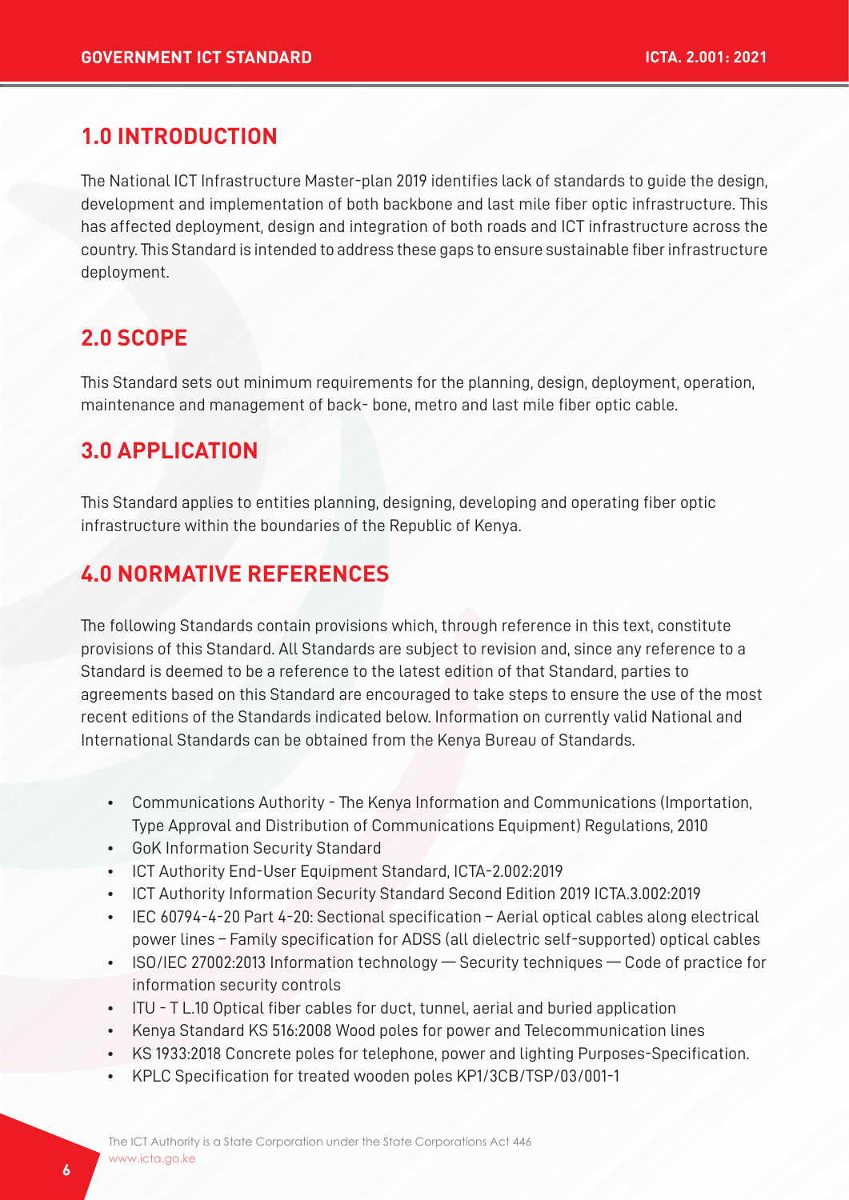## 1.0 INTRODUCTION

The National ICT Infrastructure Master-plan 2019 identifies lack of standards to guide the design, development and implementation of both backbone and last mile fiber optic infrastructure. This has affected deployment, design and integration of both roads and ICT infrastructure across the country. This Standard is intended to address these gaps to ensure sustainable fiber infrastructure deployment.

## 2.0 SCOPE

This Standard sets out minimum requirements for the planning, design, deployment, operation, maintenance and management of back- bone, metro and last mile fiber optic cable.

## 3.0 APPLICATION

This Standard applies to entities planning, designing, developing and operating fiber optic infrastructure within the boundaries of the Republic of Kenya.

## 4.0 NORMATIVE REFERENCES

The following Standards contain provisions which, through reference in this text, constitute provisions of this Standard. All Standards are subject to revision and, since any reference to a Standard is deemed to be a reference to the latest edition of that Standard, parties to agreements based on this Standard are encouraged to take steps to ensure the use of the most recent editions of the Standards indicated below. Information on currently valid National and International Standards can be obtained from the Kenya Bureau of Standards.

- Communications Authority - The Kenya Information and Communications (Importation, Type Approval and Distribution of Communications Equipment) Regulations, 2010
- GoK Information Security Standard
- ICT Authority End-User Equipment Standard, ICTA-2.002:2019
- ICT Authority Information Security Standard Second Edition 2019 ICTA.3.002:2019
- IEC 60794-4-20 Part 4-20: Sectional specification – Aerial optical cables along electrical power lines – Family specification for ADSS (all dielectric self-supported) optical cables
- ISO/IEC 27002:2013 Information technology — Security techniques — Code of practice for information security controls
- ITU - T L.10 Optical fiber cables for duct, tunnel, aerial and buried application
- Kenya Standard KS 516:2008 Wood poles for power and Telecommunication lines
- KS 1933:2018 Concrete poles for telephone, power and lighting Purposes-Specification.
- KPLC Specification for treated wooden poles KP1/3CB/TSP/03/001-1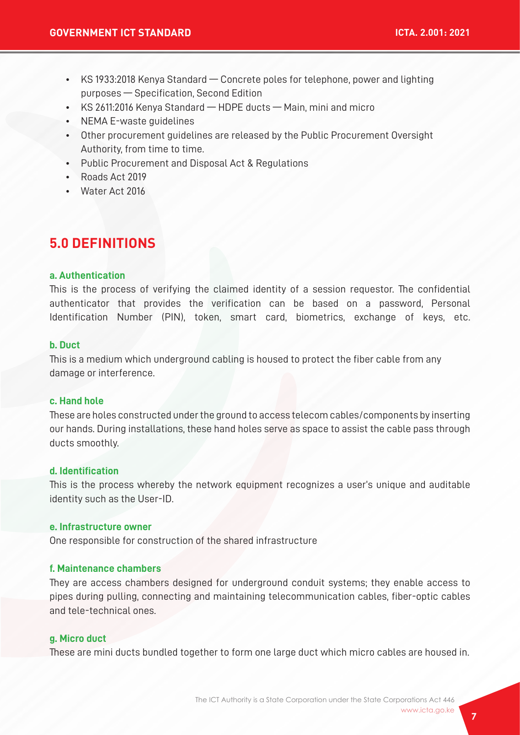- KS 1933:2018 Kenya Standard — Concrete poles for telephone, power and lighting purposes — Specification, Second Edition
- KS 2611:2016 Kenya Standard — HDPE ducts — Main, mini and micro
- NEMA E-waste guidelines
- Other procurement guidelines are released by the Public Procurement Oversight Authority, from time to time.
- Public Procurement and Disposal Act & Regulations
- Roads Act 2019
- Water Act 2016

## 5.0 DEFINITIONS

#### a. Authentication

This is the process of verifying the claimed identity of a session requestor. The confidential authenticator that provides the verification can be based on a password, Personal Identification Number (PIN), token, smart card, biometrics, exchange of keys, etc.

#### b. Duct

This is a medium which underground cabling is housed to protect the fiber cable from any damage or interference.

#### c. Hand hole

These are holes constructed under the ground to access telecom cables/components by inserting our hands. During installations, these hand holes serve as space to assist the cable pass through ducts smoothly.

#### d. Identification

This is the process whereby the network equipment recognizes a user's unique and auditable identity such as the User-ID.

#### e. Infrastructure owner

One responsible for construction of the shared infrastructure

#### f. Maintenance chambers

They are access chambers designed for underground conduit systems; they enable access to pipes during pulling, connecting and maintaining telecommunication cables, fiber-optic cables and tele-technical ones.

#### g. Micro duct

These are mini ducts bundled together to form one large duct which micro cables are housed in.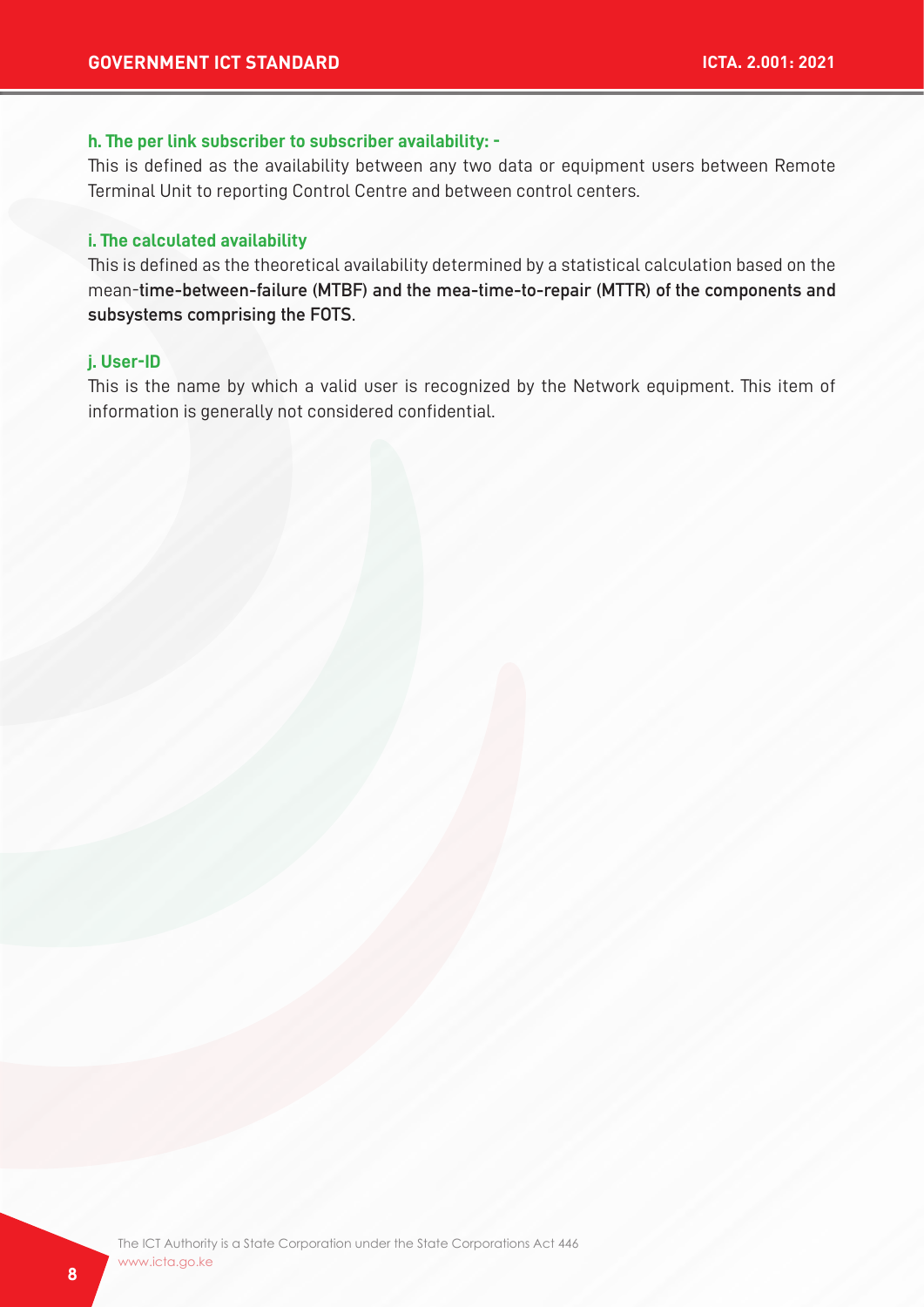**h. The per link subscriber to subscriber availability: -**

This is defined as the availability between any two data or equipment users between Remote Terminal Unit to reporting Control Centre and between control centers.

**i. The calculated availability**

This is defined as the theoretical availability determined by a statistical calculation based on the mean-**time-between-failure (MTBF) and the mea-time-to-repair (MTTR) of the components and subsystems comprising the FOTS**.

**j. User-ID**

This is the name by which a valid user is recognized by the Network equipment. This item of information is generally not considered confidential.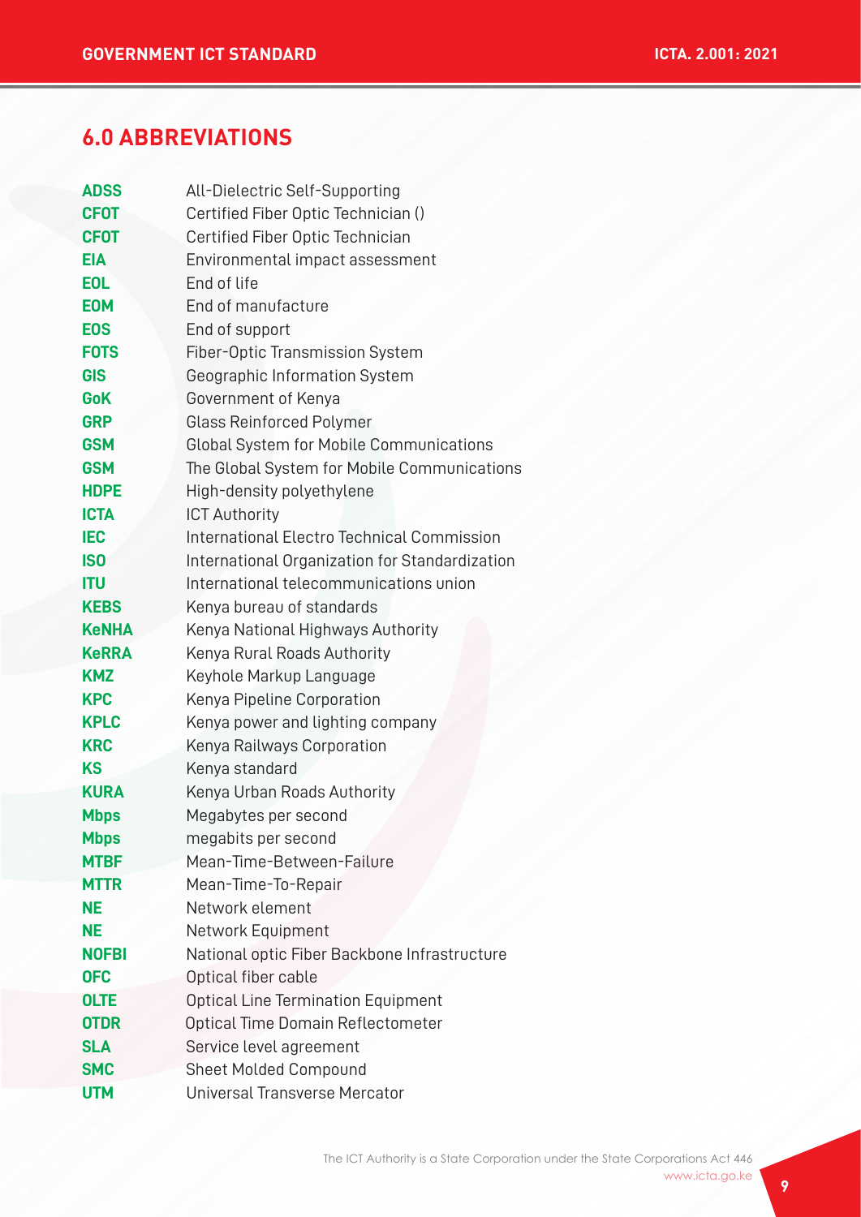## 6.0 ABBREVIATIONS

| | |
|---|---|
| **ADSS** | All-Dielectric Self-Supporting |
| **CFOT** | Certified Fiber Optic Technician () |
| **CFOT** | Certified Fiber Optic Technician |
| **EIA** | Environmental impact assessment |
| **EOL** | End of life |
| **EOM** | End of manufacture |
| **EOS** | End of support |
| **FOTS** | Fiber-Optic Transmission System |
| **GIS** | Geographic Information System |
| **GoK** | Government of Kenya |
| **GRP** | Glass Reinforced Polymer |
| **GSM** | Global System for Mobile Communications |
| **GSM** | The Global System for Mobile Communications |
| **HDPE** | High-density polyethylene |
| **ICTA** | ICT Authority |
| **IEC** | International Electro Technical Commission |
| **ISO** | International Organization for Standardization |
| **ITU** | International telecommunications union |
| **KEBS** | Kenya bureau of standards |
| **KeNHA** | Kenya National Highways Authority |
| **KeRRA** | Kenya Rural Roads Authority |
| **KMZ** | Keyhole Markup Language |
| **KPC** | Kenya Pipeline Corporation |
| **KPLC** | Kenya power and lighting company |
| **KRC** | Kenya Railways Corporation |
| **KS** | Kenya standard |
| **KURA** | Kenya Urban Roads Authority |
| **Mbps** | Megabytes per second |
| **Mbps** | megabits per second |
| **MTBF** | Mean-Time-Between-Failure |
| **MTTR** | Mean-Time-To-Repair |
| **NE** | Network element |
| **NE** | Network Equipment |
| **NOFBI** | National optic Fiber Backbone Infrastructure |
| **OFC** | Optical fiber cable |
| **OLTE** | Optical Line Termination Equipment |
| **OTDR** | Optical Time Domain Reflectometer |
| **SLA** | Service level agreement |
| **SMC** | Sheet Molded Compound |
| **UTM** | Universal Transverse Mercator |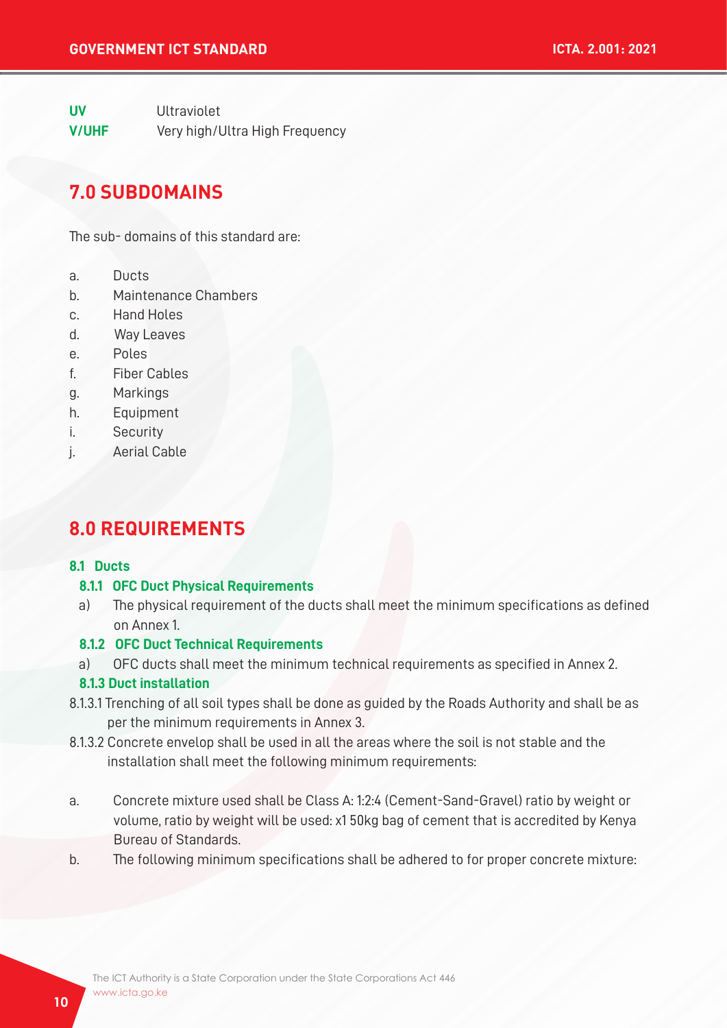| | |
|---|---|
| **UV** | Ultraviolet |
| **V/UHF** | Very high/Ultra High Frequency |

# 7.0 SUBDOMAINS

The sub- domains of this standard are:

a. Ducts
b. Maintenance Chambers
c. Hand Holes
d. Way Leaves
e. Poles
f. Fiber Cables
g. Markings
h. Equipment
i. Security
j. Aerial Cable

# 8.0 REQUIREMENTS

## 8.1 Ducts

### 8.1.1 OFC Duct Physical Requirements

a) The physical requirement of the ducts shall meet the minimum specifications as defined on Annex 1.

### 8.1.2 OFC Duct Technical Requirements

a) OFC ducts shall meet the minimum technical requirements as specified in Annex 2.

### 8.1.3 Duct installation

8.1.3.1 Trenching of all soil types shall be done as guided by the Roads Authority and shall be as per the minimum requirements in Annex 3.

8.1.3.2 Concrete envelop shall be used in all the areas where the soil is not stable and the installation shall meet the following minimum requirements:

a. Concrete mixture used shall be Class A: 1:2:4 (Cement-Sand-Gravel) ratio by weight or volume, ratio by weight will be used: x1 50kg bag of cement that is accredited by Kenya Bureau of Standards.

b. The following minimum specifications shall be adhered to for proper concrete mixture: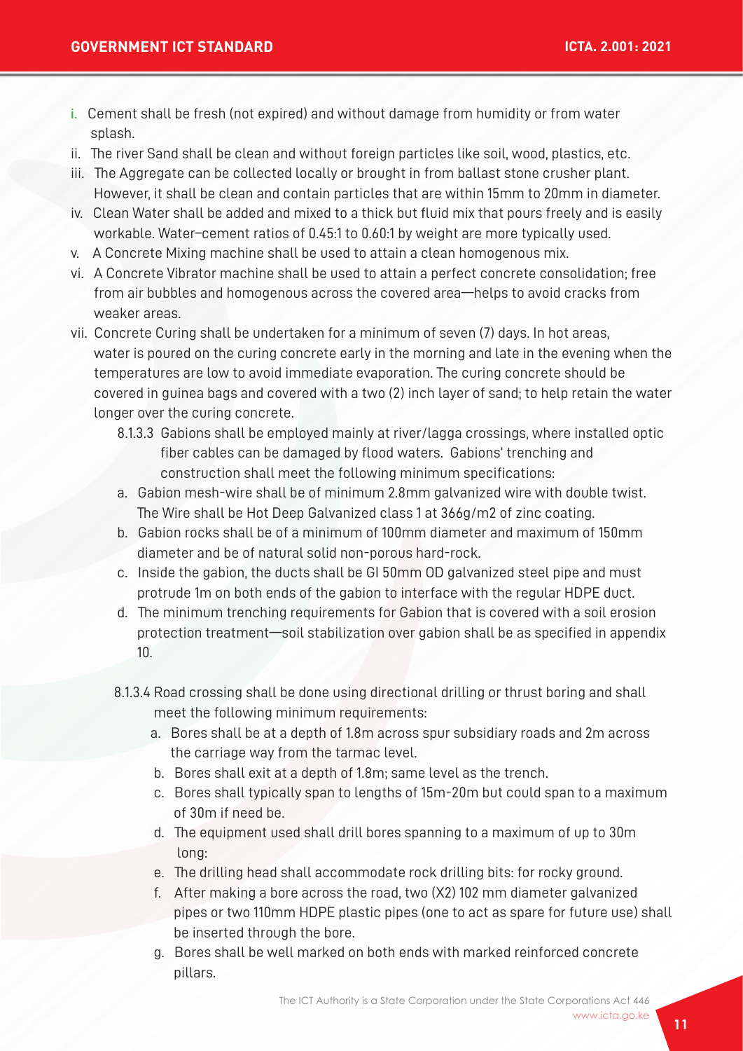i. Cement shall be fresh (not expired) and without damage from humidity or from water splash.
ii. The river Sand shall be clean and without foreign particles like soil, wood, plastics, etc.
iii. The Aggregate can be collected locally or brought in from ballast stone crusher plant. However, it shall be clean and contain particles that are within 15mm to 20mm in diameter.
iv. Clean Water shall be added and mixed to a thick but fluid mix that pours freely and is easily workable. Water–cement ratios of 0.45:1 to 0.60:1 by weight are more typically used.
v. A Concrete Mixing machine shall be used to attain a clean homogenous mix.
vi. A Concrete Vibrator machine shall be used to attain a perfect concrete consolidation; free from air bubbles and homogenous across the covered area—helps to avoid cracks from weaker areas.
vii. Concrete Curing shall be undertaken for a minimum of seven (7) days. In hot areas, water is poured on the curing concrete early in the morning and late in the evening when the temperatures are low to avoid immediate evaporation. The curing concrete should be covered in guinea bags and covered with a two (2) inch layer of sand; to help retain the water longer over the curing concrete.

8.1.3.3 Gabions shall be employed mainly at river/lagga crossings, where installed optic fiber cables can be damaged by flood waters. Gabions' trenching and construction shall meet the following minimum specifications:

a. Gabion mesh-wire shall be of minimum 2.8mm galvanized wire with double twist. The Wire shall be Hot Deep Galvanized class 1 at 366g/m2 of zinc coating.
b. Gabion rocks shall be of a minimum of 100mm diameter and maximum of 150mm diameter and be of natural solid non-porous hard-rock.
c. Inside the gabion, the ducts shall be GI 50mm OD galvanized steel pipe and must protrude 1m on both ends of the gabion to interface with the regular HDPE duct.
d. The minimum trenching requirements for Gabion that is covered with a soil erosion protection treatment—soil stabilization over gabion shall be as specified in appendix 10.

8.1.3.4 Road crossing shall be done using directional drilling or thrust boring and shall meet the following minimum requirements:

a. Bores shall be at a depth of 1.8m across spur subsidiary roads and 2m across the carriage way from the tarmac level.
b. Bores shall exit at a depth of 1.8m; same level as the trench.
c. Bores shall typically span to lengths of 15m-20m but could span to a maximum of 30m if need be.
d. The equipment used shall drill bores spanning to a maximum of up to 30m long:
e. The drilling head shall accommodate rock drilling bits: for rocky ground.
f. After making a bore across the road, two (X2) 102 mm diameter galvanized pipes or two 110mm HDPE plastic pipes (one to act as spare for future use) shall be inserted through the bore.
g. Bores shall be well marked on both ends with marked reinforced concrete pillars.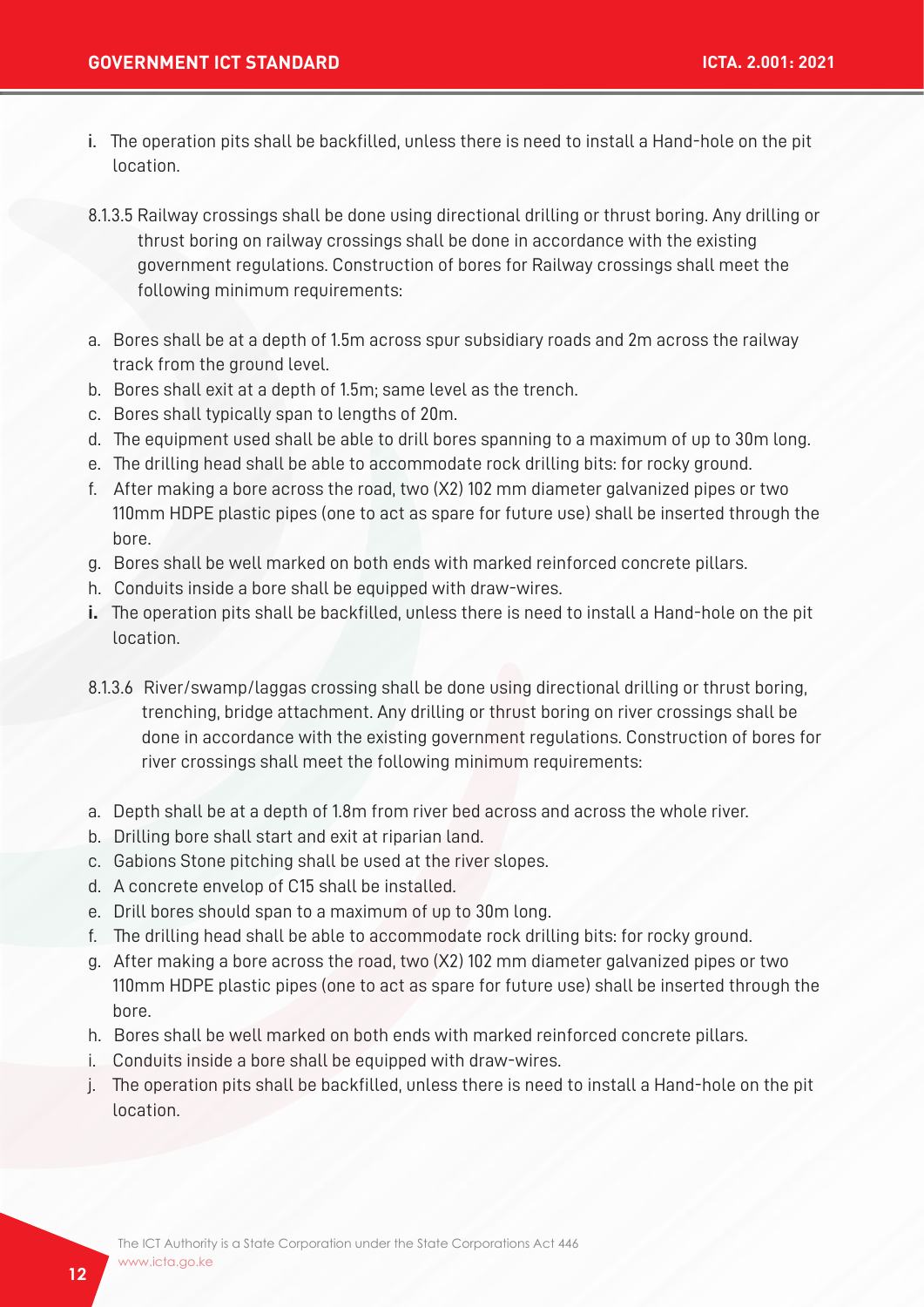i. The operation pits shall be backfilled, unless there is need to install a Hand-hole on the pit location.

8.1.3.5 Railway crossings shall be done using directional drilling or thrust boring. Any drilling or thrust boring on railway crossings shall be done in accordance with the existing government regulations. Construction of bores for Railway crossings shall meet the following minimum requirements:

a. Bores shall be at a depth of 1.5m across spur subsidiary roads and 2m across the railway track from the ground level.
b. Bores shall exit at a depth of 1.5m; same level as the trench.
c. Bores shall typically span to lengths of 20m.
d. The equipment used shall be able to drill bores spanning to a maximum of up to 30m long.
e. The drilling head shall be able to accommodate rock drilling bits: for rocky ground.
f. After making a bore across the road, two (X2) 102 mm diameter galvanized pipes or two 110mm HDPE plastic pipes (one to act as spare for future use) shall be inserted through the bore.
g. Bores shall be well marked on both ends with marked reinforced concrete pillars.
h. Conduits inside a bore shall be equipped with draw-wires.
**i.** The operation pits shall be backfilled, unless there is need to install a Hand-hole on the pit location.

8.1.3.6 River/swamp/laggas crossing shall be done using directional drilling or thrust boring, trenching, bridge attachment. Any drilling or thrust boring on river crossings shall be done in accordance with the existing government regulations. Construction of bores for river crossings shall meet the following minimum requirements:

a. Depth shall be at a depth of 1.8m from river bed across and across the whole river.
b. Drilling bore shall start and exit at riparian land.
c. Gabions Stone pitching shall be used at the river slopes.
d. A concrete envelop of C15 shall be installed.
e. Drill bores should span to a maximum of up to 30m long.
f. The drilling head shall be able to accommodate rock drilling bits: for rocky ground.
g. After making a bore across the road, two (X2) 102 mm diameter galvanized pipes or two 110mm HDPE plastic pipes (one to act as spare for future use) shall be inserted through the bore.
h. Bores shall be well marked on both ends with marked reinforced concrete pillars.
i. Conduits inside a bore shall be equipped with draw-wires.
j. The operation pits shall be backfilled, unless there is need to install a Hand-hole on the pit location.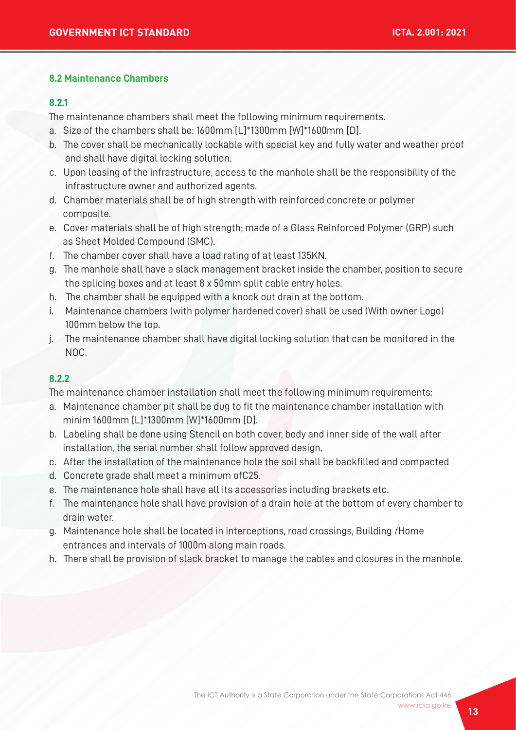### 8.2 Maintenance Chambers

#### 8.2.1

The maintenance chambers shall meet the following minimum requirements.

a. Size of the chambers shall be: 1600mm [L]*1300mm [W]*1600mm [D].
b. The cover shall be mechanically lockable with special key and fully water and weather proof and shall have digital locking solution.
c. Upon leasing of the infrastructure, access to the manhole shall be the responsibility of the infrastructure owner and authorized agents.
d. Chamber materials shall be of high strength with reinforced concrete or polymer composite.
e. Cover materials shall be of high strength; made of a Glass Reinforced Polymer (GRP) such as Sheet Molded Compound (SMC).
f. The chamber cover shall have a load rating of at least 135KN.
g. The manhole shall have a slack management bracket inside the chamber, position to secure the splicing boxes and at least 8 x 50mm split cable entry holes.
h. The chamber shall be equipped with a knock out drain at the bottom.
i. Maintenance chambers (with polymer hardened cover) shall be used (With owner Logo) 100mm below the top.
j. The maintenance chamber shall have digital locking solution that can be monitored in the NOC.

#### 8.2.2

The maintenance chamber installation shall meet the following minimum requirements:

a. Maintenance chamber pit shall be dug to fit the maintenance chamber installation with minim 1600mm [L]*1300mm [W]*1600mm [D].
b. Labeling shall be done using Stencil on both cover, body and inner side of the wall after installation, the serial number shall follow approved design.
c. After the installation of the maintenance hole the soil shall be backfilled and compacted
d. Concrete grade shall meet a minimum ofC25.
e. The maintenance hole shall have all its accessories including brackets etc.
f. The maintenance hole shall have provision of a drain hole at the bottom of every chamber to drain water.
g. Maintenance hole shall be located in interceptions, road crossings, Building /Home entrances and intervals of 1000m along main roads.
h. There shall be provision of slack bracket to manage the cables and closures in the manhole.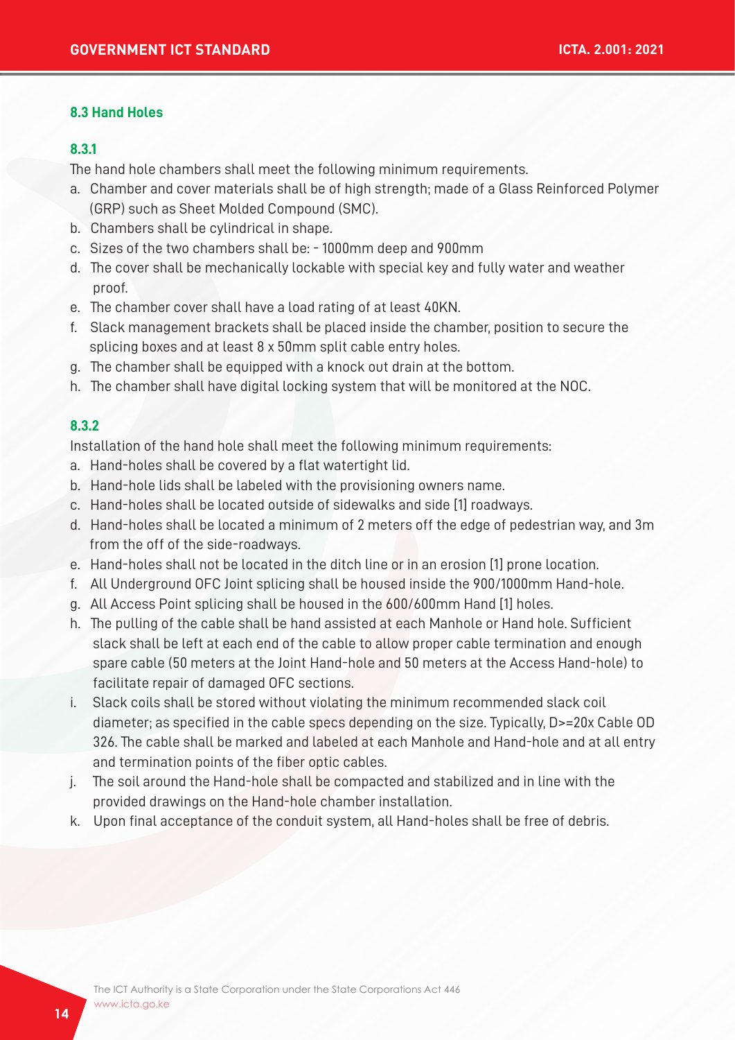### 8.3 Hand Holes

#### 8.3.1

The hand hole chambers shall meet the following minimum requirements.

a. Chamber and cover materials shall be of high strength; made of a Glass Reinforced Polymer (GRP) such as Sheet Molded Compound (SMC).
b. Chambers shall be cylindrical in shape.
c. Sizes of the two chambers shall be: - 1000mm deep and 900mm
d. The cover shall be mechanically lockable with special key and fully water and weather proof.
e. The chamber cover shall have a load rating of at least 40KN.
f. Slack management brackets shall be placed inside the chamber, position to secure the splicing boxes and at least 8 x 50mm split cable entry holes.
g. The chamber shall be equipped with a knock out drain at the bottom.
h. The chamber shall have digital locking system that will be monitored at the NOC.

#### 8.3.2

Installation of the hand hole shall meet the following minimum requirements:

a. Hand-holes shall be covered by a flat watertight lid.
b. Hand-hole lids shall be labeled with the provisioning owners name.
c. Hand-holes shall be located outside of sidewalks and side [1] roadways.
d. Hand-holes shall be located a minimum of 2 meters off the edge of pedestrian way, and 3m from the off of the side-roadways.
e. Hand-holes shall not be located in the ditch line or in an erosion [1] prone location.
f. All Underground OFC Joint splicing shall be housed inside the 900/1000mm Hand-hole.
g. All Access Point splicing shall be housed in the 600/600mm Hand [1] holes.
h. The pulling of the cable shall be hand assisted at each Manhole or Hand hole. Sufficient slack shall be left at each end of the cable to allow proper cable termination and enough spare cable (50 meters at the Joint Hand-hole and 50 meters at the Access Hand-hole) to facilitate repair of damaged OFC sections.
i. Slack coils shall be stored without violating the minimum recommended slack coil diameter; as specified in the cable specs depending on the size. Typically, D>=20x Cable OD 326. The cable shall be marked and labeled at each Manhole and Hand-hole and at all entry and termination points of the fiber optic cables.
j. The soil around the Hand-hole shall be compacted and stabilized and in line with the provided drawings on the Hand-hole chamber installation.
k. Upon final acceptance of the conduit system, all Hand-holes shall be free of debris.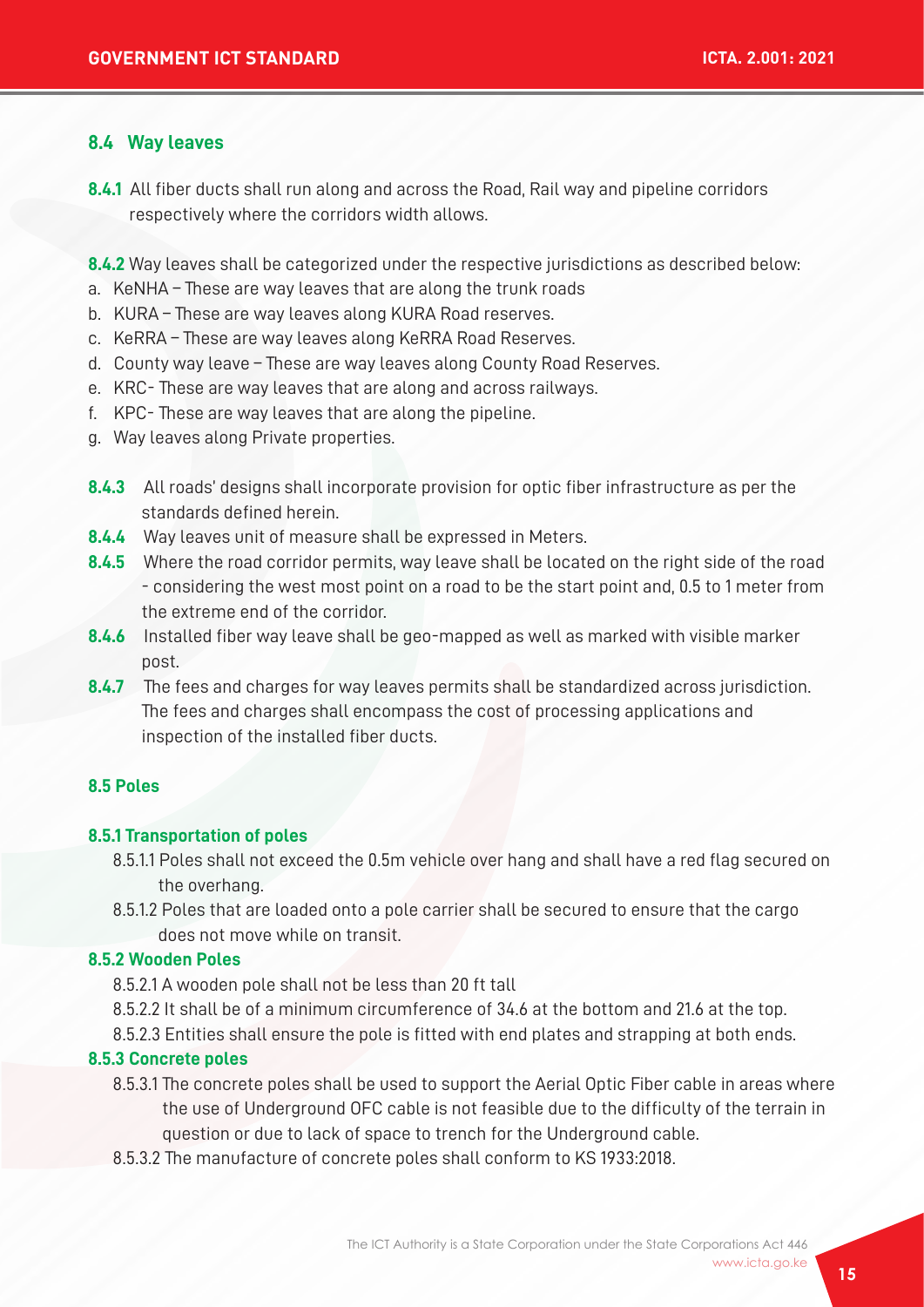## 8.4 Way leaves

**8.4.1** All fiber ducts shall run along and across the Road, Rail way and pipeline corridors respectively where the corridors width allows.

**8.4.2** Way leaves shall be categorized under the respective jurisdictions as described below:

a. KeNHA – These are way leaves that are along the trunk roads
b. KURA – These are way leaves along KURA Road reserves.
c. KeRRA – These are way leaves along KeRRA Road Reserves.
d. County way leave – These are way leaves along County Road Reserves.
e. KRC- These are way leaves that are along and across railways.
f. KPC- These are way leaves that are along the pipeline.
g. Way leaves along Private properties.

**8.4.3** All roads' designs shall incorporate provision for optic fiber infrastructure as per the standards defined herein.

**8.4.4** Way leaves unit of measure shall be expressed in Meters.

**8.4.5** Where the road corridor permits, way leave shall be located on the right side of the road - considering the west most point on a road to be the start point and, 0.5 to 1 meter from the extreme end of the corridor.

**8.4.6** Installed fiber way leave shall be geo-mapped as well as marked with visible marker post.

**8.4.7** The fees and charges for way leaves permits shall be standardized across jurisdiction. The fees and charges shall encompass the cost of processing applications and inspection of the installed fiber ducts.

## 8.5 Poles

### 8.5.1 Transportation of poles

8.5.1.1 Poles shall not exceed the 0.5m vehicle over hang and shall have a red flag secured on the overhang.

8.5.1.2 Poles that are loaded onto a pole carrier shall be secured to ensure that the cargo does not move while on transit.

### 8.5.2 Wooden Poles

8.5.2.1 A wooden pole shall not be less than 20 ft tall

8.5.2.2 It shall be of a minimum circumference of 34.6 at the bottom and 21.6 at the top.

8.5.2.3 Entities shall ensure the pole is fitted with end plates and strapping at both ends.

### 8.5.3 Concrete poles

8.5.3.1 The concrete poles shall be used to support the Aerial Optic Fiber cable in areas where the use of Underground OFC cable is not feasible due to the difficulty of the terrain in question or due to lack of space to trench for the Underground cable.

8.5.3.2 The manufacture of concrete poles shall conform to KS 1933:2018.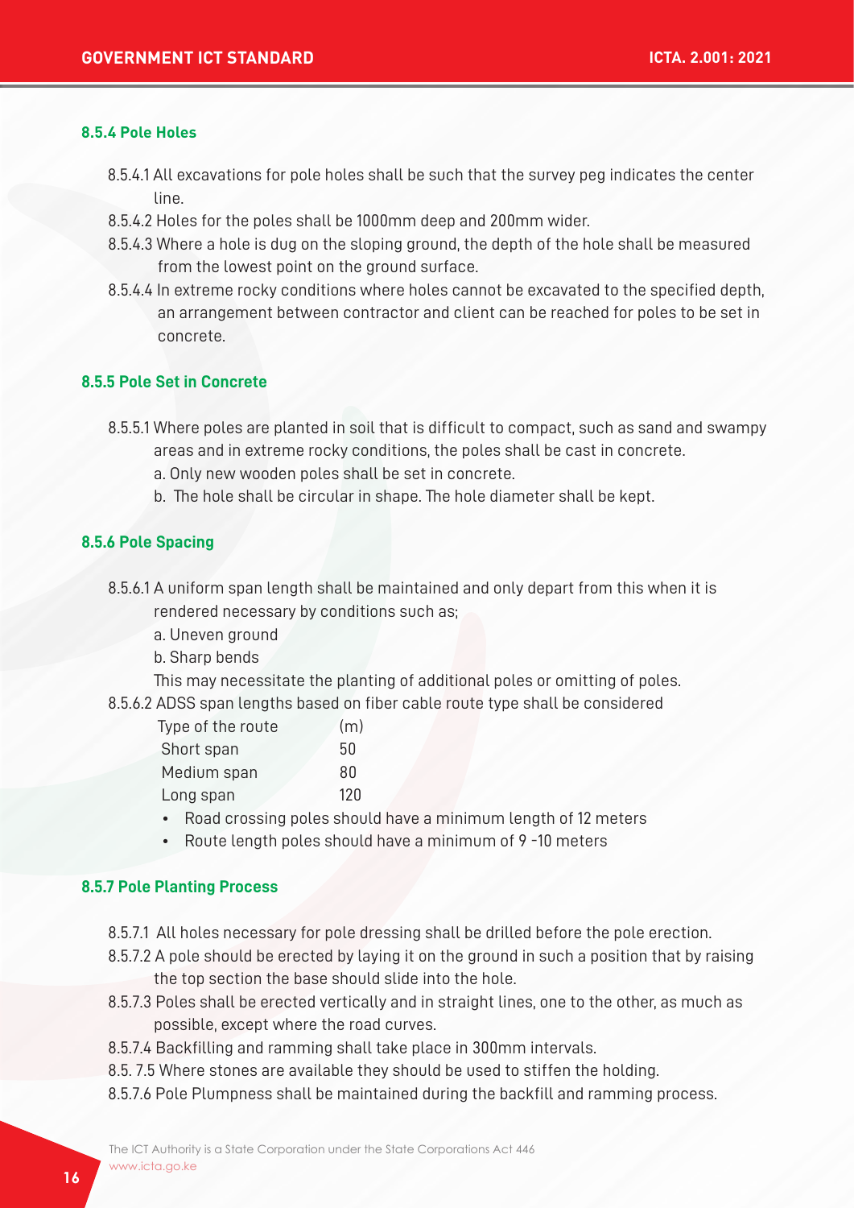### 8.5.4 Pole Holes

8.5.4.1 All excavations for pole holes shall be such that the survey peg indicates the center line.

8.5.4.2 Holes for the poles shall be 1000mm deep and 200mm wider.

8.5.4.3 Where a hole is dug on the sloping ground, the depth of the hole shall be measured from the lowest point on the ground surface.

8.5.4.4 In extreme rocky conditions where holes cannot be excavated to the specified depth, an arrangement between contractor and client can be reached for poles to be set in concrete.

### 8.5.5 Pole Set in Concrete

8.5.5.1 Where poles are planted in soil that is difficult to compact, such as sand and swampy areas and in extreme rocky conditions, the poles shall be cast in concrete.

a. Only new wooden poles shall be set in concrete.

b. The hole shall be circular in shape. The hole diameter shall be kept.

### 8.5.6 Pole Spacing

8.5.6.1 A uniform span length shall be maintained and only depart from this when it is rendered necessary by conditions such as;

a. Uneven ground

b. Sharp bends

This may necessitate the planting of additional poles or omitting of poles.

8.5.6.2 ADSS span lengths based on fiber cable route type shall be considered

| Type of the route | (m) |
|---|---|
| Short span | 50 |
| Medium span | 80 |
| Long span | 120 |

- Road crossing poles should have a minimum length of 12 meters
- Route length poles should have a minimum of 9 -10 meters

### 8.5.7 Pole Planting Process

8.5.7.1 All holes necessary for pole dressing shall be drilled before the pole erection.

8.5.7.2 A pole should be erected by laying it on the ground in such a position that by raising the top section the base should slide into the hole.

8.5.7.3 Poles shall be erected vertically and in straight lines, one to the other, as much as possible, except where the road curves.

8.5.7.4 Backfilling and ramming shall take place in 300mm intervals.

8.5. 7.5 Where stones are available they should be used to stiffen the holding.

8.5.7.6 Pole Plumpness shall be maintained during the backfill and ramming process.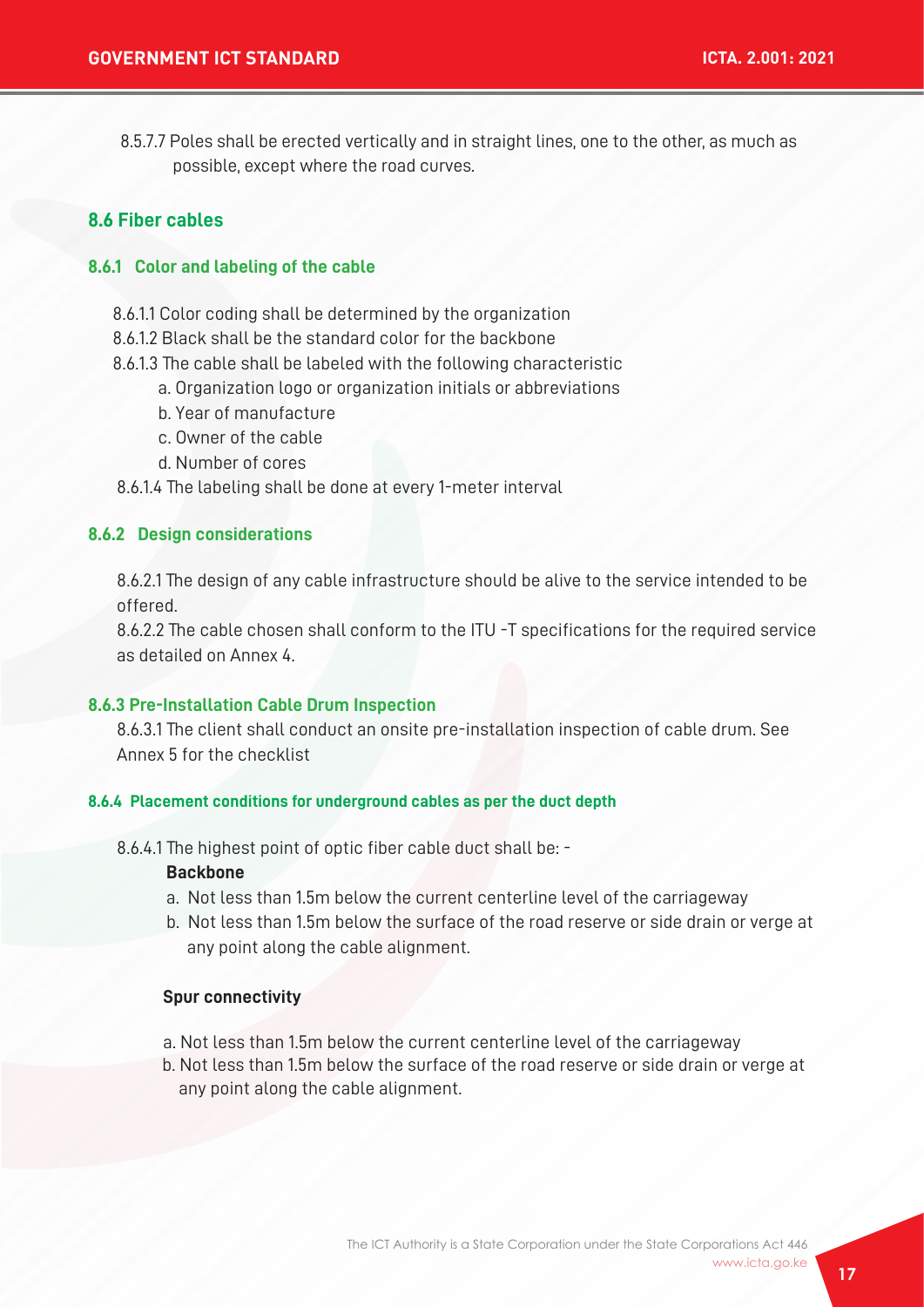8.5.7.7 Poles shall be erected vertically and in straight lines, one to the other, as much as possible, except where the road curves.

## 8.6 Fiber cables

### 8.6.1 Color and labeling of the cable

8.6.1.1 Color coding shall be determined by the organization

8.6.1.2 Black shall be the standard color for the backbone

8.6.1.3 The cable shall be labeled with the following characteristic

a. Organization logo or organization initials or abbreviations

b. Year of manufacture

c. Owner of the cable

d. Number of cores

8.6.1.4 The labeling shall be done at every 1-meter interval

### 8.6.2 Design considerations

8.6.2.1 The design of any cable infrastructure should be alive to the service intended to be offered.

8.6.2.2 The cable chosen shall conform to the ITU -T specifications for the required service as detailed on Annex 4.

### 8.6.3 Pre-Installation Cable Drum Inspection

8.6.3.1 The client shall conduct an onsite pre-installation inspection of cable drum. See Annex 5 for the checklist

### 8.6.4 Placement conditions for underground cables as per the duct depth

8.6.4.1 The highest point of optic fiber cable duct shall be: -

**Backbone**

a. Not less than 1.5m below the current centerline level of the carriageway

b. Not less than 1.5m below the surface of the road reserve or side drain or verge at any point along the cable alignment.

**Spur connectivity**

a. Not less than 1.5m below the current centerline level of the carriageway

b. Not less than 1.5m below the surface of the road reserve or side drain or verge at any point along the cable alignment.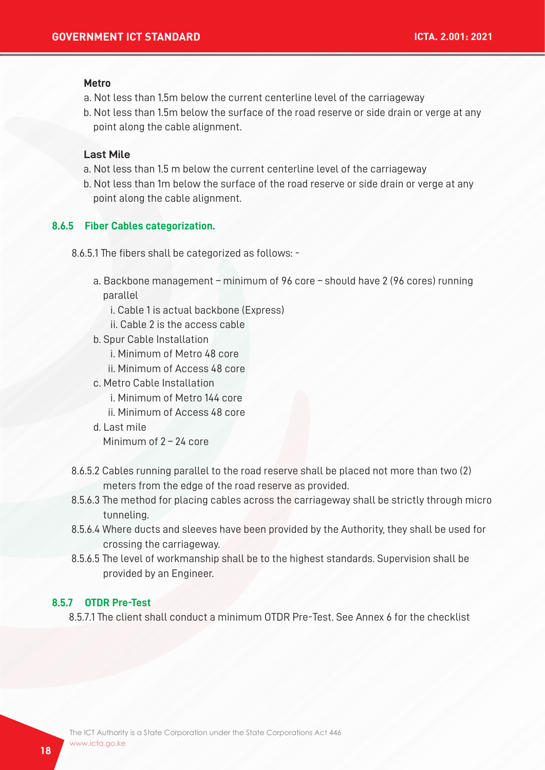**Metro**

a. Not less than 1.5m below the current centerline level of the carriageway
b. Not less than 1.5m below the surface of the road reserve or side drain or verge at any point along the cable alignment.

**Last Mile**

a. Not less than 1.5 m below the current centerline level of the carriageway
b. Not less than 1m below the surface of the road reserve or side drain or verge at any point along the cable alignment.

### 8.6.5 Fiber Cables categorization.

8.6.5.1 The fibers shall be categorized as follows: -

a. Backbone management – minimum of 96 core – should have 2 (96 cores) running parallel
   i. Cable 1 is actual backbone (Express)
   ii. Cable 2 is the access cable
b. Spur Cable Installation
   i. Minimum of Metro 48 core
   ii. Minimum of Access 48 core
c. Metro Cable Installation
   i. Minimum of Metro 144 core
   ii. Minimum of Access 48 core
d. Last mile
   Minimum of 2 – 24 core

8.6.5.2 Cables running parallel to the road reserve shall be placed not more than two (2) meters from the edge of the road reserve as provided.

8.5.6.3 The method for placing cables across the carriageway shall be strictly through micro tunneling.

8.5.6.4 Where ducts and sleeves have been provided by the Authority, they shall be used for crossing the carriageway.

8.5.6.5 The level of workmanship shall be to the highest standards. Supervision shall be provided by an Engineer.

### 8.5.7 OTDR Pre-Test

8.5.7.1 The client shall conduct a minimum OTDR Pre-Test. See Annex 6 for the checklist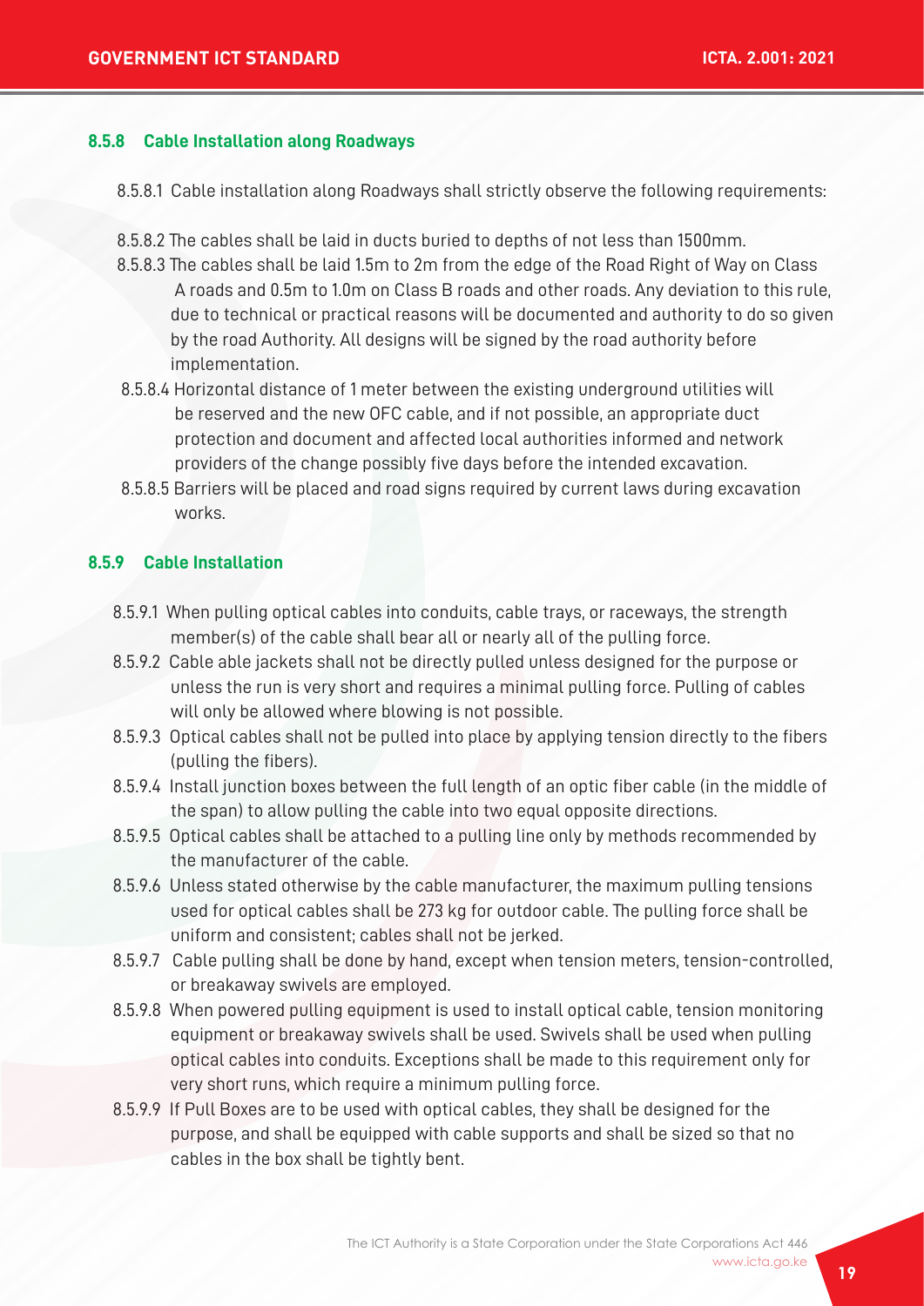### 8.5.8 Cable Installation along Roadways

8.5.8.1 Cable installation along Roadways shall strictly observe the following requirements:

8.5.8.2 The cables shall be laid in ducts buried to depths of not less than 1500mm.

8.5.8.3 The cables shall be laid 1.5m to 2m from the edge of the Road Right of Way on Class A roads and 0.5m to 1.0m on Class B roads and other roads. Any deviation to this rule, due to technical or practical reasons will be documented and authority to do so given by the road Authority. All designs will be signed by the road authority before implementation.

8.5.8.4 Horizontal distance of 1 meter between the existing underground utilities will be reserved and the new OFC cable, and if not possible, an appropriate duct protection and document and affected local authorities informed and network providers of the change possibly five days before the intended excavation.

8.5.8.5 Barriers will be placed and road signs required by current laws during excavation works.

### 8.5.9 Cable Installation

8.5.9.1 When pulling optical cables into conduits, cable trays, or raceways, the strength member(s) of the cable shall bear all or nearly all of the pulling force.

8.5.9.2 Cable able jackets shall not be directly pulled unless designed for the purpose or unless the run is very short and requires a minimal pulling force. Pulling of cables will only be allowed where blowing is not possible.

8.5.9.3 Optical cables shall not be pulled into place by applying tension directly to the fibers (pulling the fibers).

8.5.9.4 Install junction boxes between the full length of an optic fiber cable (in the middle of the span) to allow pulling the cable into two equal opposite directions.

8.5.9.5 Optical cables shall be attached to a pulling line only by methods recommended by the manufacturer of the cable.

8.5.9.6 Unless stated otherwise by the cable manufacturer, the maximum pulling tensions used for optical cables shall be 273 kg for outdoor cable. The pulling force shall be uniform and consistent; cables shall not be jerked.

8.5.9.7 Cable pulling shall be done by hand, except when tension meters, tension-controlled, or breakaway swivels are employed.

8.5.9.8 When powered pulling equipment is used to install optical cable, tension monitoring equipment or breakaway swivels shall be used. Swivels shall be used when pulling optical cables into conduits. Exceptions shall be made to this requirement only for very short runs, which require a minimum pulling force.

8.5.9.9 If Pull Boxes are to be used with optical cables, they shall be designed for the purpose, and shall be equipped with cable supports and shall be sized so that no cables in the box shall be tightly bent.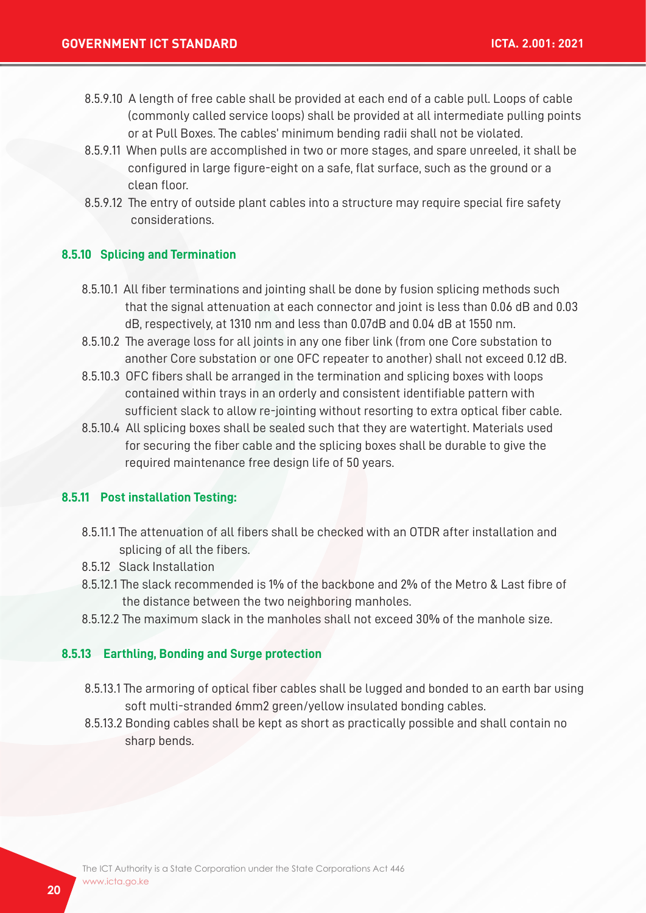8.5.9.10 A length of free cable shall be provided at each end of a cable pull. Loops of cable (commonly called service loops) shall be provided at all intermediate pulling points or at Pull Boxes. The cables' minimum bending radii shall not be violated.

8.5.9.11 When pulls are accomplished in two or more stages, and spare unreeled, it shall be configured in large figure-eight on a safe, flat surface, such as the ground or a clean floor.

8.5.9.12 The entry of outside plant cables into a structure may require special fire safety considerations.

### 8.5.10 Splicing and Termination

8.5.10.1 All fiber terminations and jointing shall be done by fusion splicing methods such that the signal attenuation at each connector and joint is less than 0.06 dB and 0.03 dB, respectively, at 1310 nm and less than 0.07dB and 0.04 dB at 1550 nm.

8.5.10.2 The average loss for all joints in any one fiber link (from one Core substation to another Core substation or one OFC repeater to another) shall not exceed 0.12 dB.

8.5.10.3 OFC fibers shall be arranged in the termination and splicing boxes with loops contained within trays in an orderly and consistent identifiable pattern with sufficient slack to allow re-jointing without resorting to extra optical fiber cable.

8.5.10.4 All splicing boxes shall be sealed such that they are watertight. Materials used for securing the fiber cable and the splicing boxes shall be durable to give the required maintenance free design life of 50 years.

### 8.5.11 Post installation Testing:

8.5.11.1 The attenuation of all fibers shall be checked with an OTDR after installation and splicing of all the fibers.

8.5.12 Slack Installation

8.5.12.1 The slack recommended is 1% of the backbone and 2% of the Metro & Last fibre of the distance between the two neighboring manholes.

8.5.12.2 The maximum slack in the manholes shall not exceed 30% of the manhole size.

### 8.5.13 Earthling, Bonding and Surge protection

8.5.13.1 The armoring of optical fiber cables shall be lugged and bonded to an earth bar using soft multi-stranded 6mm2 green/yellow insulated bonding cables.

8.5.13.2 Bonding cables shall be kept as short as practically possible and shall contain no sharp bends.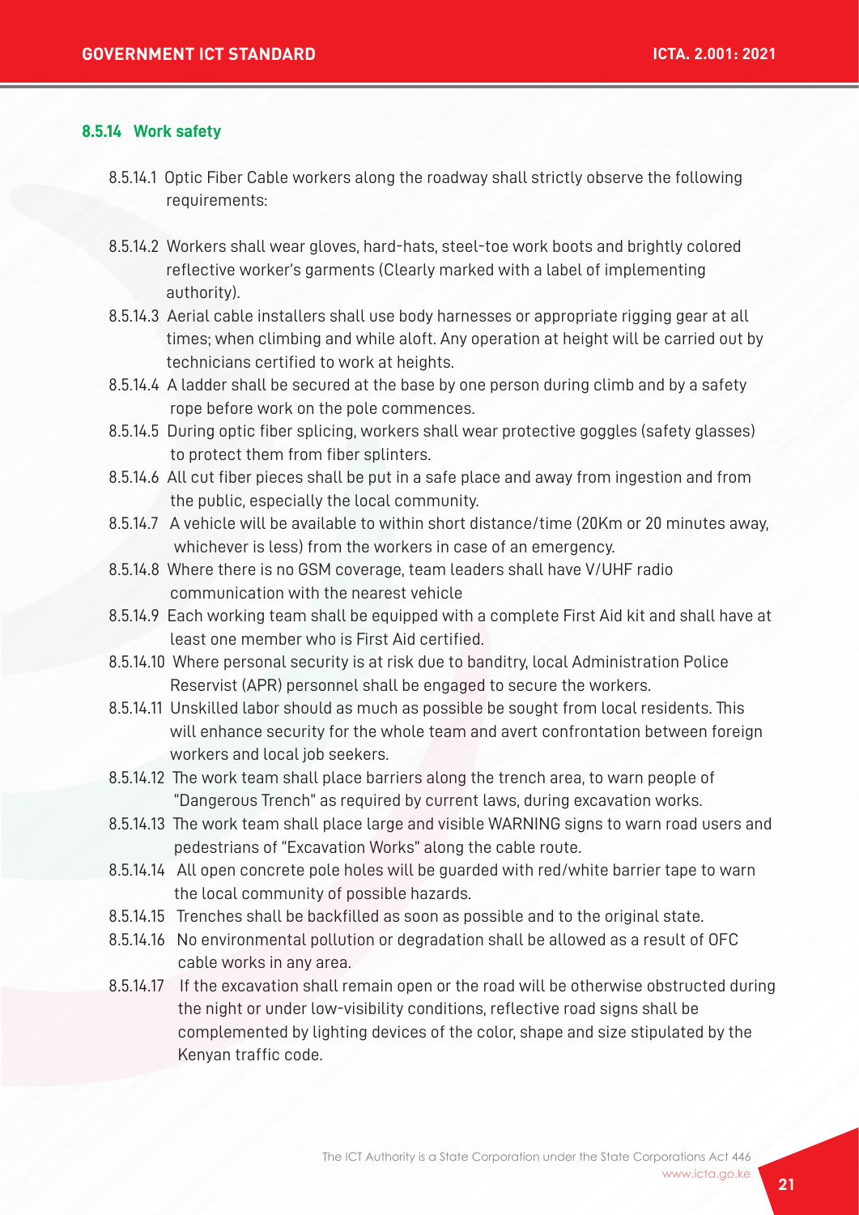#### 8.5.14 Work safety

8.5.14.1 Optic Fiber Cable workers along the roadway shall strictly observe the following requirements:

8.5.14.2 Workers shall wear gloves, hard-hats, steel-toe work boots and brightly colored reflective worker's garments (Clearly marked with a label of implementing authority).

8.5.14.3 Aerial cable installers shall use body harnesses or appropriate rigging gear at all times; when climbing and while aloft. Any operation at height will be carried out by technicians certified to work at heights.

8.5.14.4 A ladder shall be secured at the base by one person during climb and by a safety rope before work on the pole commences.

8.5.14.5 During optic fiber splicing, workers shall wear protective goggles (safety glasses) to protect them from fiber splinters.

8.5.14.6 All cut fiber pieces shall be put in a safe place and away from ingestion and from the public, especially the local community.

8.5.14.7 A vehicle will be available to within short distance/time (20Km or 20 minutes away, whichever is less) from the workers in case of an emergency.

8.5.14.8 Where there is no GSM coverage, team leaders shall have V/UHF radio communication with the nearest vehicle

8.5.14.9 Each working team shall be equipped with a complete First Aid kit and shall have at least one member who is First Aid certified.

8.5.14.10 Where personal security is at risk due to banditry, local Administration Police Reservist (APR) personnel shall be engaged to secure the workers.

8.5.14.11 Unskilled labor should as much as possible be sought from local residents. This will enhance security for the whole team and avert confrontation between foreign workers and local job seekers.

8.5.14.12 The work team shall place barriers along the trench area, to warn people of "Dangerous Trench" as required by current laws, during excavation works.

8.5.14.13 The work team shall place large and visible WARNING signs to warn road users and pedestrians of "Excavation Works" along the cable route.

8.5.14.14 All open concrete pole holes will be guarded with red/white barrier tape to warn the local community of possible hazards.

8.5.14.15 Trenches shall be backfilled as soon as possible and to the original state.

8.5.14.16 No environmental pollution or degradation shall be allowed as a result of OFC cable works in any area.

8.5.14.17 If the excavation shall remain open or the road will be otherwise obstructed during the night or under low-visibility conditions, reflective road signs shall be complemented by lighting devices of the color, shape and size stipulated by the Kenyan traffic code.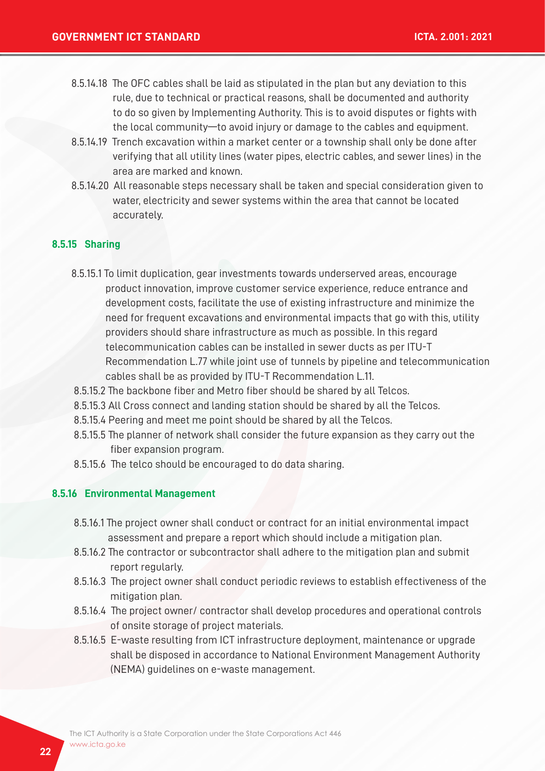8.5.14.18 The OFC cables shall be laid as stipulated in the plan but any deviation to this rule, due to technical or practical reasons, shall be documented and authority to do so given by Implementing Authority. This is to avoid disputes or fights with the local community—to avoid injury or damage to the cables and equipment.

8.5.14.19 Trench excavation within a market center or a township shall only be done after verifying that all utility lines (water pipes, electric cables, and sewer lines) in the area are marked and known.

8.5.14.20 All reasonable steps necessary shall be taken and special consideration given to water, electricity and sewer systems within the area that cannot be located accurately.

### 8.5.15 Sharing

8.5.15.1 To limit duplication, gear investments towards underserved areas, encourage product innovation, improve customer service experience, reduce entrance and development costs, facilitate the use of existing infrastructure and minimize the need for frequent excavations and environmental impacts that go with this, utility providers should share infrastructure as much as possible. In this regard telecommunication cables can be installed in sewer ducts as per ITU-T Recommendation L.77 while joint use of tunnels by pipeline and telecommunication cables shall be as provided by ITU-T Recommendation L.11.

8.5.15.2 The backbone fiber and Metro fiber should be shared by all Telcos.

8.5.15.3 All Cross connect and landing station should be shared by all the Telcos.

8.5.15.4 Peering and meet me point should be shared by all the Telcos.

8.5.15.5 The planner of network shall consider the future expansion as they carry out the fiber expansion program.

8.5.15.6 The telco should be encouraged to do data sharing.

### 8.5.16 Environmental Management

8.5.16.1 The project owner shall conduct or contract for an initial environmental impact assessment and prepare a report which should include a mitigation plan.

8.5.16.2 The contractor or subcontractor shall adhere to the mitigation plan and submit report regularly.

8.5.16.3 The project owner shall conduct periodic reviews to establish effectiveness of the mitigation plan.

8.5.16.4 The project owner/ contractor shall develop procedures and operational controls of onsite storage of project materials.

8.5.16.5 E-waste resulting from ICT infrastructure deployment, maintenance or upgrade shall be disposed in accordance to National Environment Management Authority (NEMA) guidelines on e-waste management.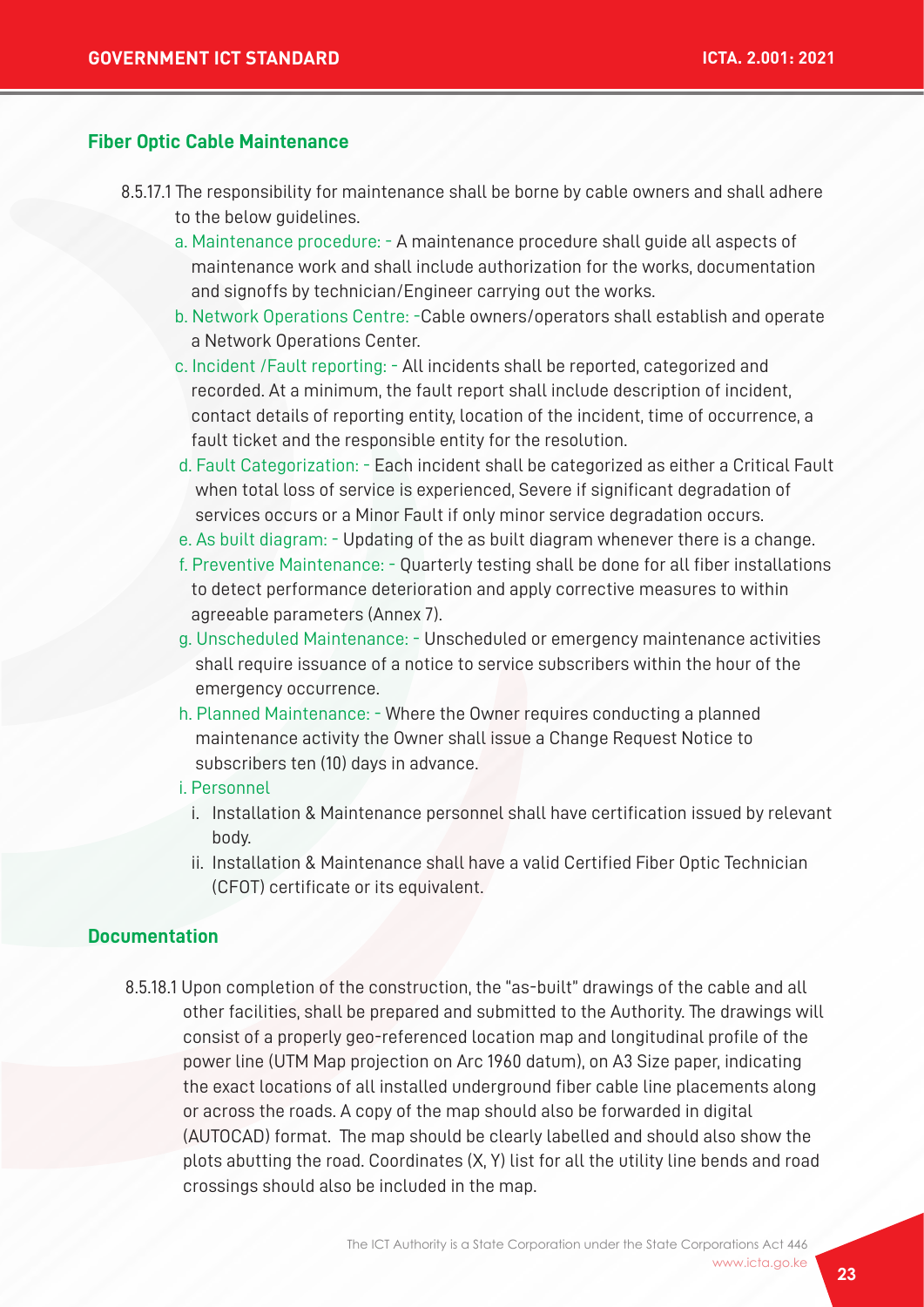## Fiber Optic Cable Maintenance

8.5.17.1 The responsibility for maintenance shall be borne by cable owners and shall adhere to the below guidelines.

a. Maintenance procedure: - A maintenance procedure shall guide all aspects of maintenance work and shall include authorization for the works, documentation and signoffs by technician/Engineer carrying out the works.

b. Network Operations Centre: -Cable owners/operators shall establish and operate a Network Operations Center.

c. Incident /Fault reporting: - All incidents shall be reported, categorized and recorded. At a minimum, the fault report shall include description of incident, contact details of reporting entity, location of the incident, time of occurrence, a fault ticket and the responsible entity for the resolution.

d. Fault Categorization: - Each incident shall be categorized as either a Critical Fault when total loss of service is experienced, Severe if significant degradation of services occurs or a Minor Fault if only minor service degradation occurs.

e. As built diagram: - Updating of the as built diagram whenever there is a change.

f. Preventive Maintenance: - Quarterly testing shall be done for all fiber installations to detect performance deterioration and apply corrective measures to within agreeable parameters (Annex 7).

g. Unscheduled Maintenance: - Unscheduled or emergency maintenance activities shall require issuance of a notice to service subscribers within the hour of the emergency occurrence.

h. Planned Maintenance: - Where the Owner requires conducting a planned maintenance activity the Owner shall issue a Change Request Notice to subscribers ten (10) days in advance.

i. Personnel

   i. Installation & Maintenance personnel shall have certification issued by relevant body.

   ii. Installation & Maintenance shall have a valid Certified Fiber Optic Technician (CFOT) certificate or its equivalent.

## Documentation

8.5.18.1 Upon completion of the construction, the "as-built" drawings of the cable and all other facilities, shall be prepared and submitted to the Authority. The drawings will consist of a properly geo-referenced location map and longitudinal profile of the power line (UTM Map projection on Arc 1960 datum), on A3 Size paper, indicating the exact locations of all installed underground fiber cable line placements along or across the roads. A copy of the map should also be forwarded in digital (AUTOCAD) format. The map should be clearly labelled and should also show the plots abutting the road. Coordinates (X, Y) list for all the utility line bends and road crossings should also be included in the map.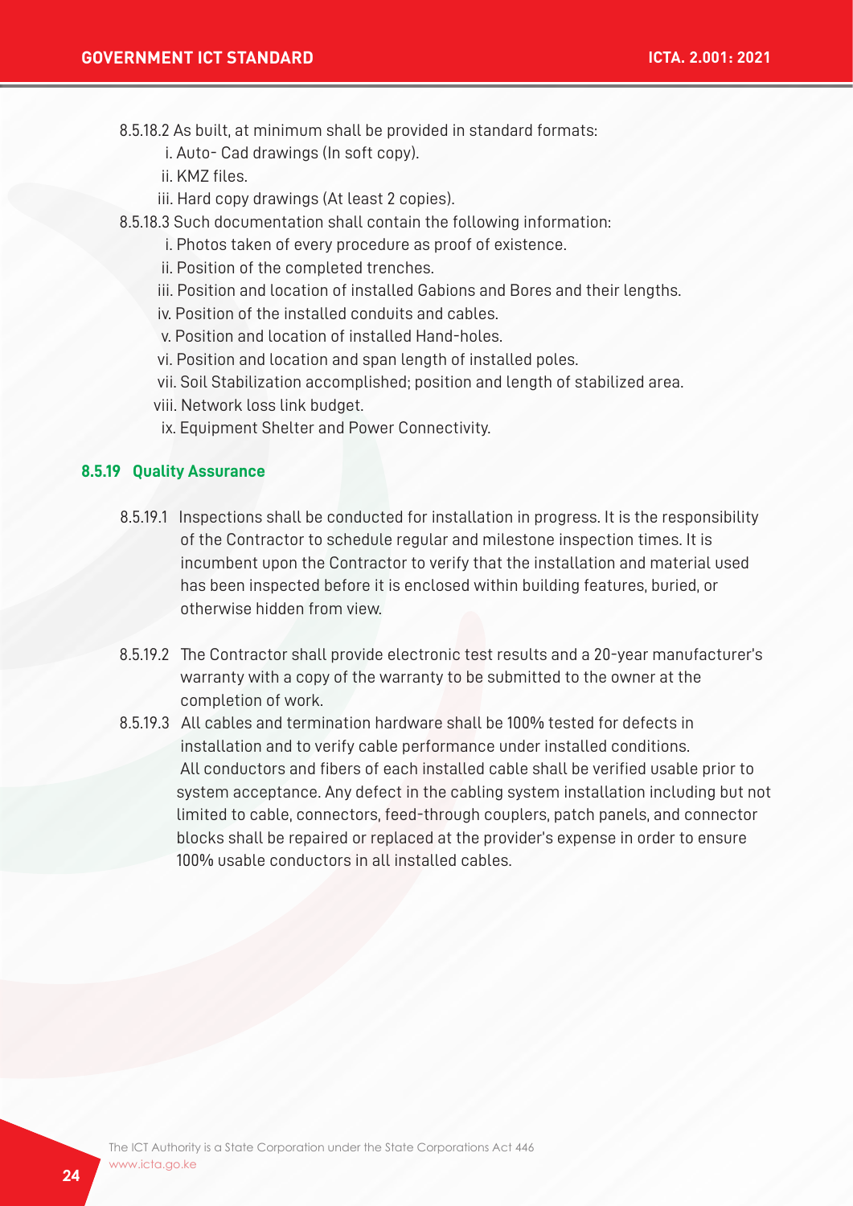8.5.18.2 As built, at minimum shall be provided in standard formats:

i. Auto- Cad drawings (In soft copy).
ii. KMZ files.
iii. Hard copy drawings (At least 2 copies).

8.5.18.3 Such documentation shall contain the following information:

i. Photos taken of every procedure as proof of existence.
ii. Position of the completed trenches.
iii. Position and location of installed Gabions and Bores and their lengths.
iv. Position of the installed conduits and cables.
v. Position and location of installed Hand-holes.
vi. Position and location and span length of installed poles.
vii. Soil Stabilization accomplished; position and length of stabilized area.
viii. Network loss link budget.
ix. Equipment Shelter and Power Connectivity.

### 8.5.19 Quality Assurance

8.5.19.1 Inspections shall be conducted for installation in progress. It is the responsibility of the Contractor to schedule regular and milestone inspection times. It is incumbent upon the Contractor to verify that the installation and material used has been inspected before it is enclosed within building features, buried, or otherwise hidden from view.

8.5.19.2 The Contractor shall provide electronic test results and a 20-year manufacturer's warranty with a copy of the warranty to be submitted to the owner at the completion of work.

8.5.19.3 All cables and termination hardware shall be 100% tested for defects in installation and to verify cable performance under installed conditions. All conductors and fibers of each installed cable shall be verified usable prior to system acceptance. Any defect in the cabling system installation including but not limited to cable, connectors, feed-through couplers, patch panels, and connector blocks shall be repaired or replaced at the provider's expense in order to ensure 100% usable conductors in all installed cables.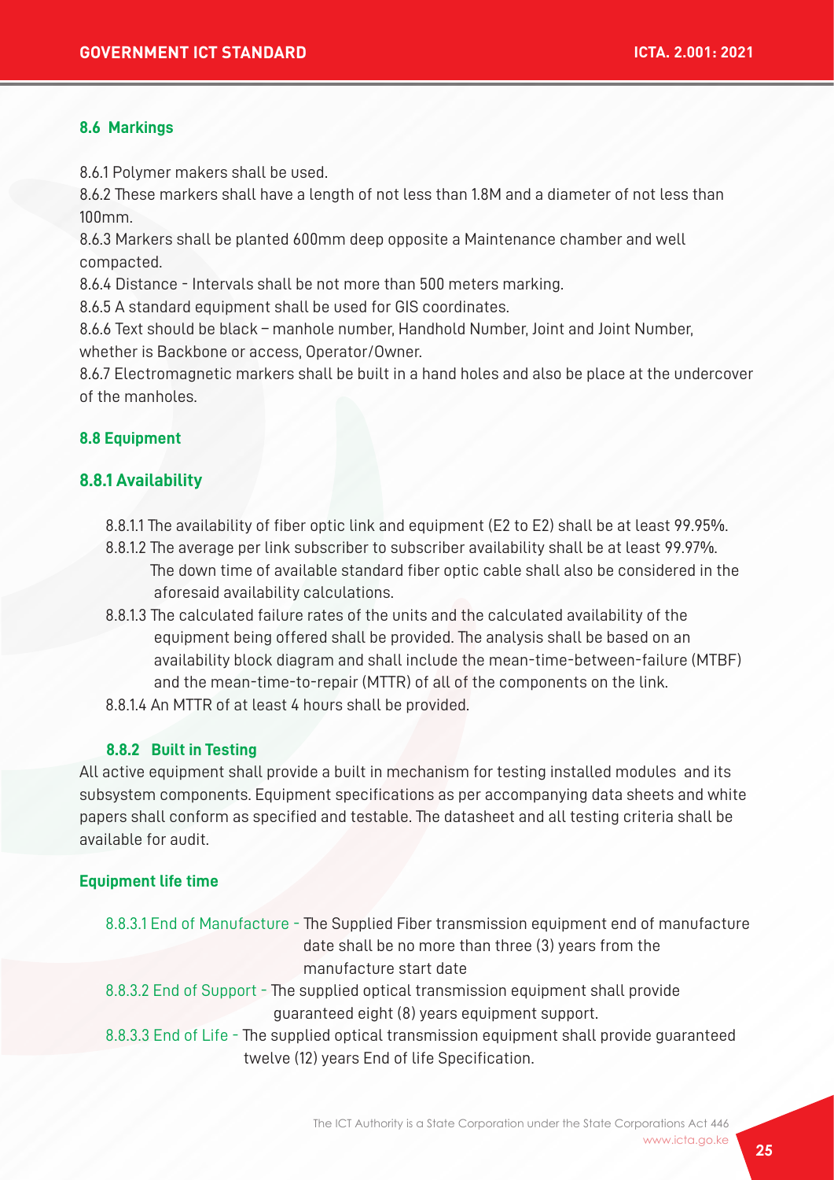### 8.6 Markings

8.6.1 Polymer makers shall be used.

8.6.2 These markers shall have a length of not less than 1.8M and a diameter of not less than 100mm.

8.6.3 Markers shall be planted 600mm deep opposite a Maintenance chamber and well compacted.

8.6.4 Distance - Intervals shall be not more than 500 meters marking.

8.6.5 A standard equipment shall be used for GIS coordinates.

8.6.6 Text should be black – manhole number, Handhold Number, Joint and Joint Number, whether is Backbone or access, Operator/Owner.

8.6.7 Electromagnetic markers shall be built in a hand holes and also be place at the undercover of the manholes.

### 8.8 Equipment

#### 8.8.1 Availability

8.8.1.1 The availability of fiber optic link and equipment (E2 to E2) shall be at least 99.95%.

8.8.1.2 The average per link subscriber to subscriber availability shall be at least 99.97%. The down time of available standard fiber optic cable shall also be considered in the aforesaid availability calculations.

8.8.1.3 The calculated failure rates of the units and the calculated availability of the equipment being offered shall be provided. The analysis shall be based on an availability block diagram and shall include the mean-time-between-failure (MTBF) and the mean-time-to-repair (MTTR) of all of the components on the link.

8.8.1.4 An MTTR of at least 4 hours shall be provided.

#### 8.8.2 Built in Testing

All active equipment shall provide a built in mechanism for testing installed modules and its subsystem components. Equipment specifications as per accompanying data sheets and white papers shall conform as specified and testable. The datasheet and all testing criteria shall be available for audit.

#### Equipment life time

8.8.3.1 End of Manufacture - The Supplied Fiber transmission equipment end of manufacture date shall be no more than three (3) years from the manufacture start date

8.8.3.2 End of Support - The supplied optical transmission equipment shall provide guaranteed eight (8) years equipment support.

8.8.3.3 End of Life - The supplied optical transmission equipment shall provide guaranteed twelve (12) years End of life Specification.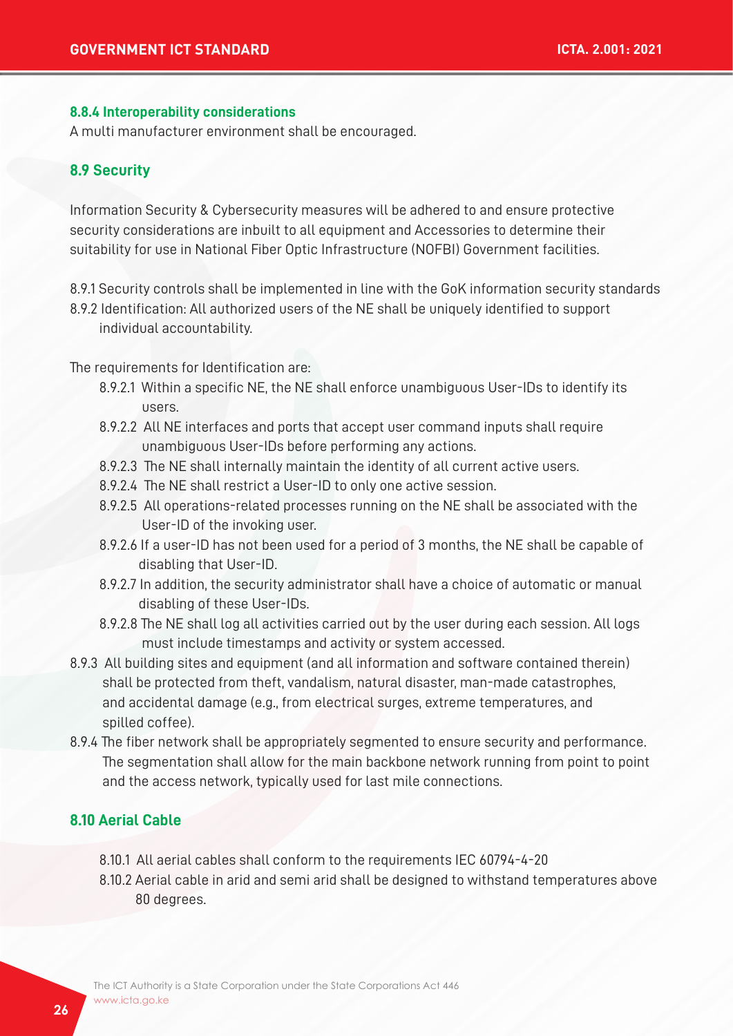#### 8.8.4 Interoperability considerations

A multi manufacturer environment shall be encouraged.

### 8.9 Security

Information Security & Cybersecurity measures will be adhered to and ensure protective security considerations are inbuilt to all equipment and Accessories to determine their suitability for use in National Fiber Optic Infrastructure (NOFBI) Government facilities.

8.9.1 Security controls shall be implemented in line with the GoK information security standards

8.9.2 Identification: All authorized users of the NE shall be uniquely identified to support individual accountability.

The requirements for Identification are:

- 8.9.2.1 Within a specific NE, the NE shall enforce unambiguous User-IDs to identify its users.
- 8.9.2.2 All NE interfaces and ports that accept user command inputs shall require unambiguous User-IDs before performing any actions.
- 8.9.2.3 The NE shall internally maintain the identity of all current active users.
- 8.9.2.4 The NE shall restrict a User-ID to only one active session.
- 8.9.2.5 All operations-related processes running on the NE shall be associated with the User-ID of the invoking user.
- 8.9.2.6 If a user-ID has not been used for a period of 3 months, the NE shall be capable of disabling that User-ID.
- 8.9.2.7 In addition, the security administrator shall have a choice of automatic or manual disabling of these User-IDs.
- 8.9.2.8 The NE shall log all activities carried out by the user during each session. All logs must include timestamps and activity or system accessed.

8.9.3 All building sites and equipment (and all information and software contained therein) shall be protected from theft, vandalism, natural disaster, man-made catastrophes, and accidental damage (e.g., from electrical surges, extreme temperatures, and spilled coffee).

8.9.4 The fiber network shall be appropriately segmented to ensure security and performance. The segmentation shall allow for the main backbone network running from point to point and the access network, typically used for last mile connections.

### 8.10 Aerial Cable

- 8.10.1 All aerial cables shall conform to the requirements IEC 60794-4-20
- 8.10.2 Aerial cable in arid and semi arid shall be designed to withstand temperatures above 80 degrees.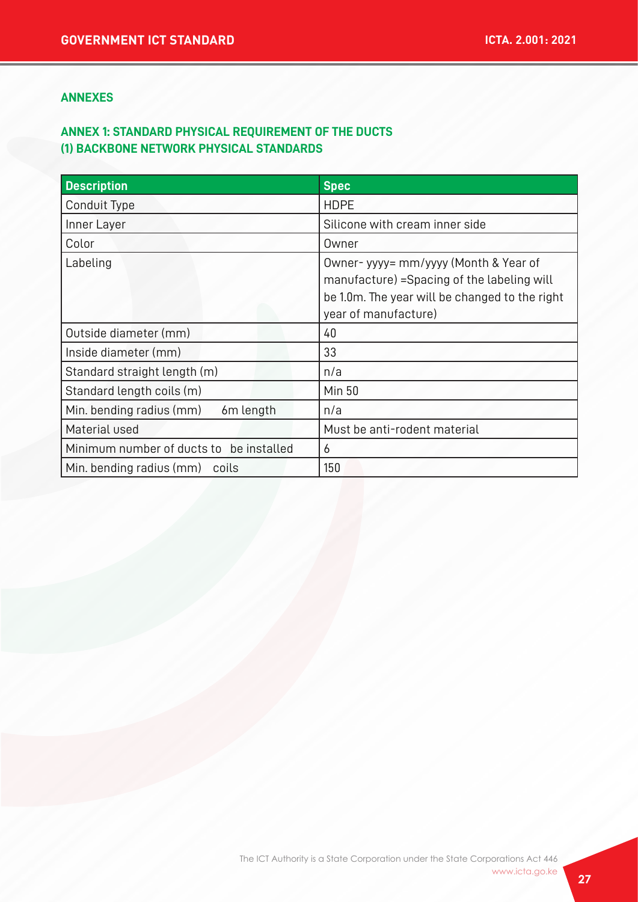## ANNEXES

### ANNEX 1: STANDARD PHYSICAL REQUIREMENT OF THE DUCTS
### (1) BACKBONE NETWORK PHYSICAL STANDARDS

| Description | Spec |
|---|---|
| Conduit Type | HDPE |
| Inner Layer | Silicone with cream inner side |
| Color | Owner |
| Labeling | Owner- yyyy= mm/yyyy (Month & Year of manufacture) =Spacing of the labeling will be 1.0m. The year will be changed to the right year of manufacture) |
| Outside diameter (mm) | 40 |
| Inside diameter (mm) | 33 |
| Standard straight length (m) | n/a |
| Standard length coils (m) | Min 50 |
| Min. bending radius (mm) 6m length | n/a |
| Material used | Must be anti-rodent material |
| Minimum number of ducts to be installed | 6 |
| Min. bending radius (mm) coils | 150 |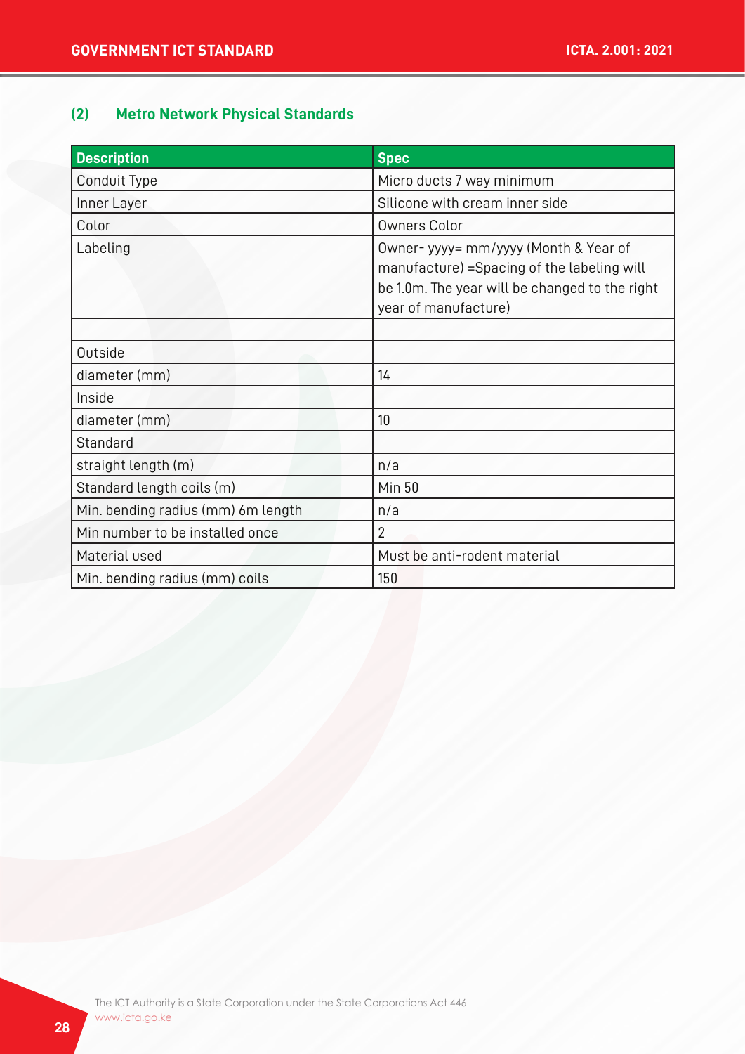### (2) Metro Network Physical Standards

| Description | Spec |
|---|---|
| Conduit Type | Micro ducts 7 way minimum |
| Inner Layer | Silicone with cream inner side |
| Color | Owners Color |
| Labeling | Owner- yyyy= mm/yyyy (Month & Year of manufacture) =Spacing of the labeling will be 1.0m. The year will be changed to the right year of manufacture) |
| | |
| Outside | |
| diameter (mm) | 14 |
| Inside | |
| diameter (mm) | 10 |
| Standard | |
| straight length (m) | n/a |
| Standard length coils (m) | Min 50 |
| Min. bending radius (mm) 6m length | n/a |
| Min number to be installed once | 2 |
| Material used | Must be anti-rodent material |
| Min. bending radius (mm) coils | 150 |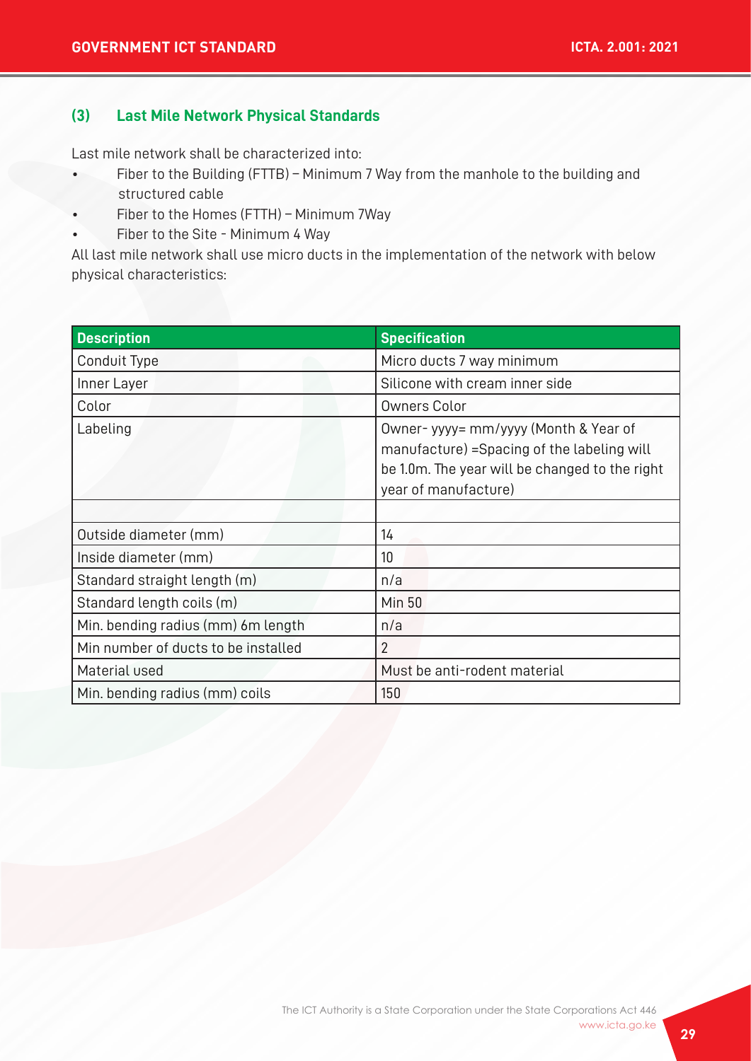### (3) Last Mile Network Physical Standards

Last mile network shall be characterized into:

- Fiber to the Building (FTTB) – Minimum 7 Way from the manhole to the building and structured cable
- Fiber to the Homes (FTTH) – Minimum 7Way
- Fiber to the Site - Minimum 4 Way

All last mile network shall use micro ducts in the implementation of the network with below physical characteristics:

| Description | Specification |
|---|---|
| Conduit Type | Micro ducts 7 way minimum |
| Inner Layer | Silicone with cream inner side |
| Color | Owners Color |
| Labeling | Owner- yyyy= mm/yyyy (Month & Year of manufacture) =Spacing of the labeling will be 1.0m. The year will be changed to the right year of manufacture) |
| | |
| Outside diameter (mm) | 14 |
| Inside diameter (mm) | 10 |
| Standard straight length (m) | n/a |
| Standard length coils (m) | Min 50 |
| Min. bending radius (mm) 6m length | n/a |
| Min number of ducts to be installed | 2 |
| Material used | Must be anti-rodent material |
| Min. bending radius (mm) coils | 150 |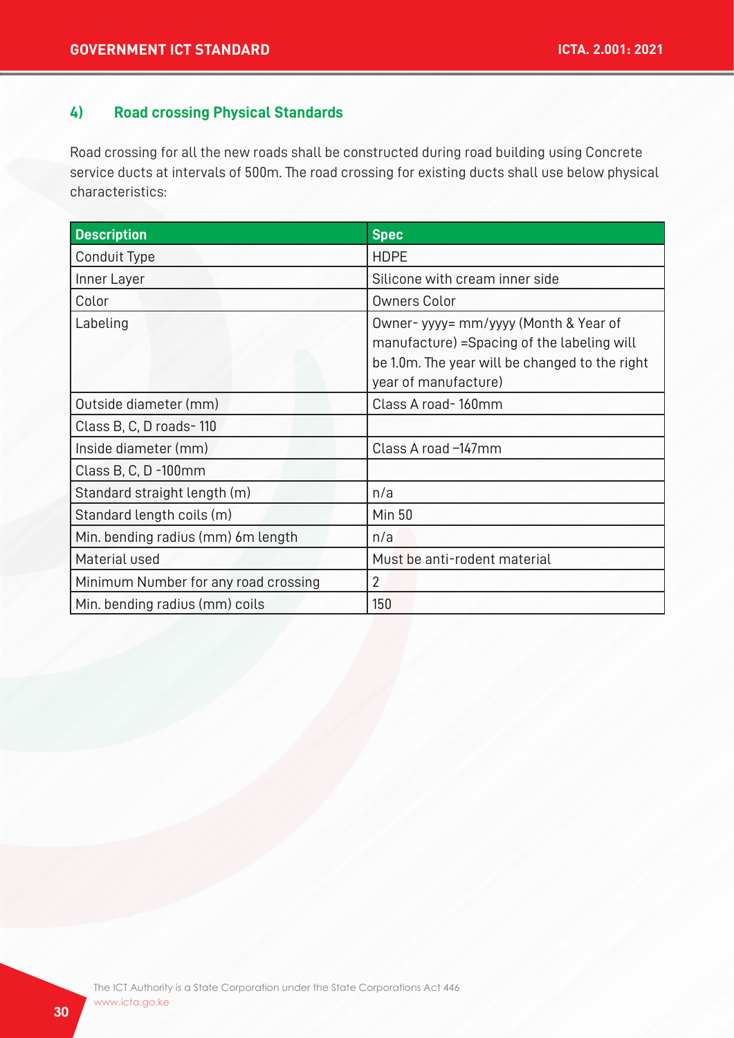### 4) Road crossing Physical Standards

Road crossing for all the new roads shall be constructed during road building using Concrete service ducts at intervals of 500m. The road crossing for existing ducts shall use below physical characteristics:

| Description | Spec |
|---|---|
| Conduit Type | HDPE |
| Inner Layer | Silicone with cream inner side |
| Color | Owners Color |
| Labeling | Owner- yyyy= mm/yyyy (Month & Year of manufacture) =Spacing of the labeling will be 1.0m. The year will be changed to the right year of manufacture) |
| Outside diameter (mm) | Class A road- 160mm |
| Class B, C, D roads- 110 | |
| Inside diameter (mm) | Class A road –147mm |
| Class B, C, D -100mm | |
| Standard straight length (m) | n/a |
| Standard length coils (m) | Min 50 |
| Min. bending radius (mm) 6m length | n/a |
| Material used | Must be anti-rodent material |
| Minimum Number for any road crossing | 2 |
| Min. bending radius (mm) coils | 150 |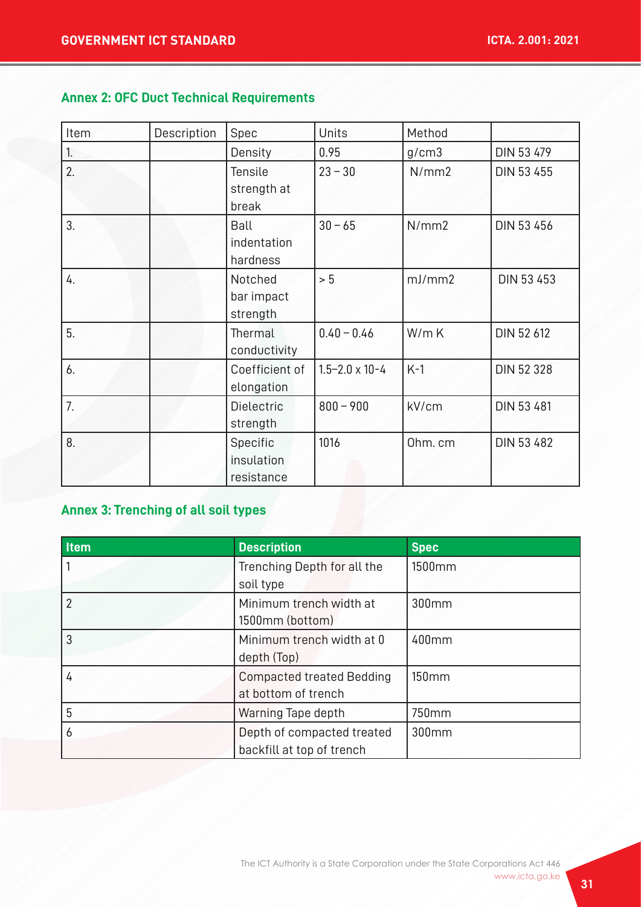## Annex 2: OFC Duct Technical Requirements

| Item | Description | Spec | Units | Method | |
|---|---|---|---|---|---|
| 1. | | Density | 0.95 | g/cm3 | DIN 53 479 |
| 2. | | Tensile strength at break | 23 – 30 | N/mm2 | DIN 53 455 |
| 3. | | Ball indentation hardness | 30 – 65 | N/mm2 | DIN 53 456 |
| 4. | | Notched bar impact strength | > 5 | mJ/mm2 | DIN 53 453 |
| 5. | | Thermal conductivity | 0.40 – 0.46 | W/m K | DIN 52 612 |
| 6. | | Coefficient of elongation | 1.5–2.0 x 10-4 | K-1 | DIN 52 328 |
| 7. | | Dielectric strength | 800 – 900 | kV/cm | DIN 53 481 |
| 8. | | Specific insulation resistance | 1016 | Ohm. cm | DIN 53 482 |

## Annex 3: Trenching of all soil types

| Item | Description | Spec |
|---|---|---|
| 1 | Trenching Depth for all the soil type | 1500mm |
| 2 | Minimum trench width at 1500mm (bottom) | 300mm |
| 3 | Minimum trench width at 0 depth (Top) | 400mm |
| 4 | Compacted treated Bedding at bottom of trench | 150mm |
| 5 | Warning Tape depth | 750mm |
| 6 | Depth of compacted treated backfill at top of trench | 300mm |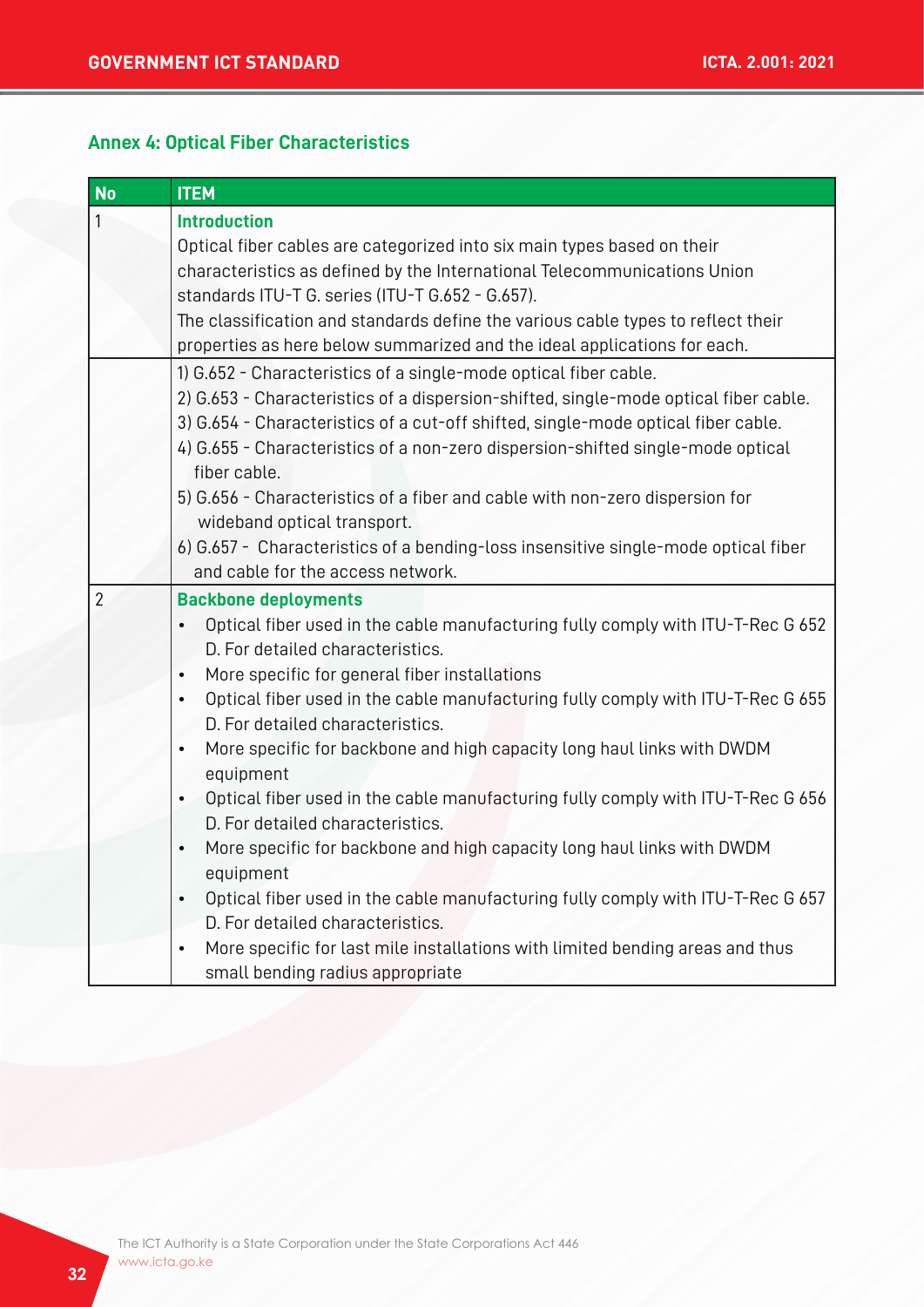## Annex 4: Optical Fiber Characteristics

| No | ITEM |
|---|---|
| 1 | **Introduction**<br>Optical fiber cables are categorized into six main types based on their characteristics as defined by the International Telecommunications Union standards ITU-T G. series (ITU-T G.652 - G.657).<br>The classification and standards define the various cable types to reflect their properties as here below summarized and the ideal applications for each. |
| | 1) G.652 - Characteristics of a single-mode optical fiber cable.<br>2) G.653 - Characteristics of a dispersion-shifted, single-mode optical fiber cable.<br>3) G.654 - Characteristics of a cut-off shifted, single-mode optical fiber cable.<br>4) G.655 - Characteristics of a non-zero dispersion-shifted single-mode optical fiber cable.<br>5) G.656 - Characteristics of a fiber and cable with non-zero dispersion for wideband optical transport.<br>6) G.657 - Characteristics of a bending-loss insensitive single-mode optical fiber and cable for the access network. |
| 2 | **Backbone deployments**<br>• Optical fiber used in the cable manufacturing fully comply with ITU-T-Rec G 652 D. For detailed characteristics.<br>• More specific for general fiber installations<br>• Optical fiber used in the cable manufacturing fully comply with ITU-T-Rec G 655 D. For detailed characteristics.<br>• More specific for backbone and high capacity long haul links with DWDM equipment<br>• Optical fiber used in the cable manufacturing fully comply with ITU-T-Rec G 656 D. For detailed characteristics.<br>• More specific for backbone and high capacity long haul links with DWDM equipment<br>• Optical fiber used in the cable manufacturing fully comply with ITU-T-Rec G 657 D. For detailed characteristics.<br>• More specific for last mile installations with limited bending areas and thus small bending radius appropriate |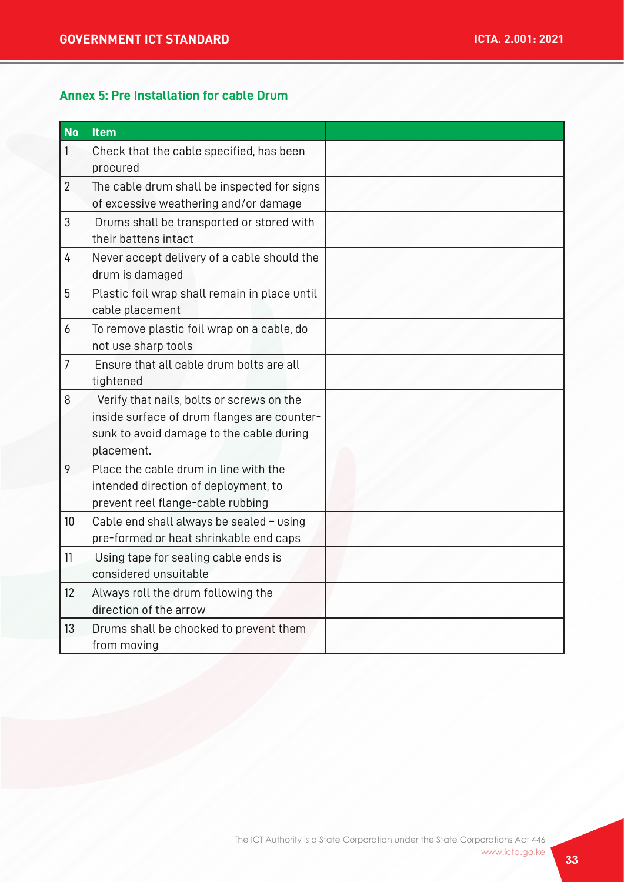## Annex 5: Pre Installation for cable Drum

| No | Item | |
|---|---|---|
| 1 | Check that the cable specified, has been procured | |
| 2 | The cable drum shall be inspected for signs of excessive weathering and/or damage | |
| 3 | Drums shall be transported or stored with their battens intact | |
| 4 | Never accept delivery of a cable should the drum is damaged | |
| 5 | Plastic foil wrap shall remain in place until cable placement | |
| 6 | To remove plastic foil wrap on a cable, do not use sharp tools | |
| 7 | Ensure that all cable drum bolts are all tightened | |
| 8 | Verify that nails, bolts or screws on the inside surface of drum flanges are counter-sunk to avoid damage to the cable during placement. | |
| 9 | Place the cable drum in line with the intended direction of deployment, to prevent reel flange-cable rubbing | |
| 10 | Cable end shall always be sealed – using pre-formed or heat shrinkable end caps | |
| 11 | Using tape for sealing cable ends is considered unsuitable | |
| 12 | Always roll the drum following the direction of the arrow | |
| 13 | Drums shall be chocked to prevent them from moving | |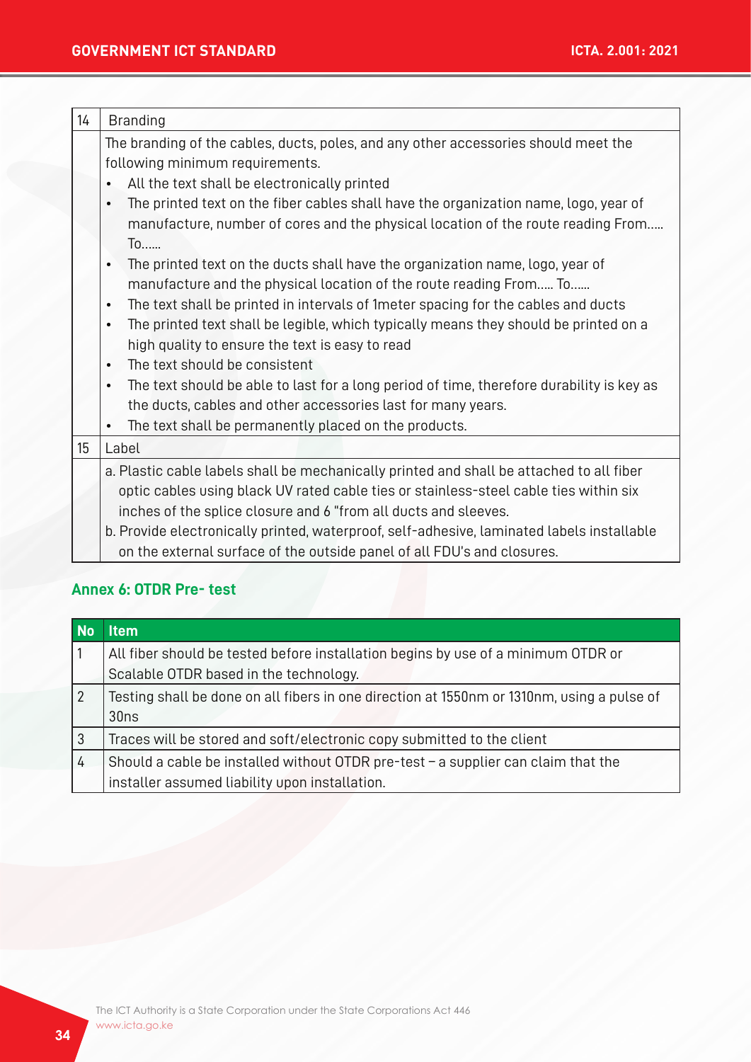| 14 | Branding |
|---|---|
| | The branding of the cables, ducts, poles, and any other accessories should meet the following minimum requirements.<br>• All the text shall be electronically printed<br>• The printed text on the fiber cables shall have the organization name, logo, year of manufacture, number of cores and the physical location of the route reading From..... To......<br>• The printed text on the ducts shall have the organization name, logo, year of manufacture and the physical location of the route reading From..... To......<br>• The text shall be printed in intervals of 1meter spacing for the cables and ducts<br>• The printed text shall be legible, which typically means they should be printed on a high quality to ensure the text is easy to read<br>• The text should be consistent<br>• The text should be able to last for a long period of time, therefore durability is key as the ducts, cables and other accessories last for many years.<br>• The text shall be permanently placed on the products. |
| 15 | Label |
| | a. Plastic cable labels shall be mechanically printed and shall be attached to all fiber optic cables using black UV rated cable ties or stainless-steel cable ties within six inches of the splice closure and 6 "from all ducts and sleeves.<br>b. Provide electronically printed, waterproof, self-adhesive, laminated labels installable on the external surface of the outside panel of all FDU's and closures. |

### Annex 6: OTDR Pre- test

| No | Item |
|---|---|
| 1 | All fiber should be tested before installation begins by use of a minimum OTDR or Scalable OTDR based in the technology. |
| 2 | Testing shall be done on all fibers in one direction at 1550nm or 1310nm, using a pulse of 30ns |
| 3 | Traces will be stored and soft/electronic copy submitted to the client |
| 4 | Should a cable be installed without OTDR pre-test – a supplier can claim that the installer assumed liability upon installation. |

The ICT Authority is a State Corporation under the State Corporations Act 446
www.icta.go.ke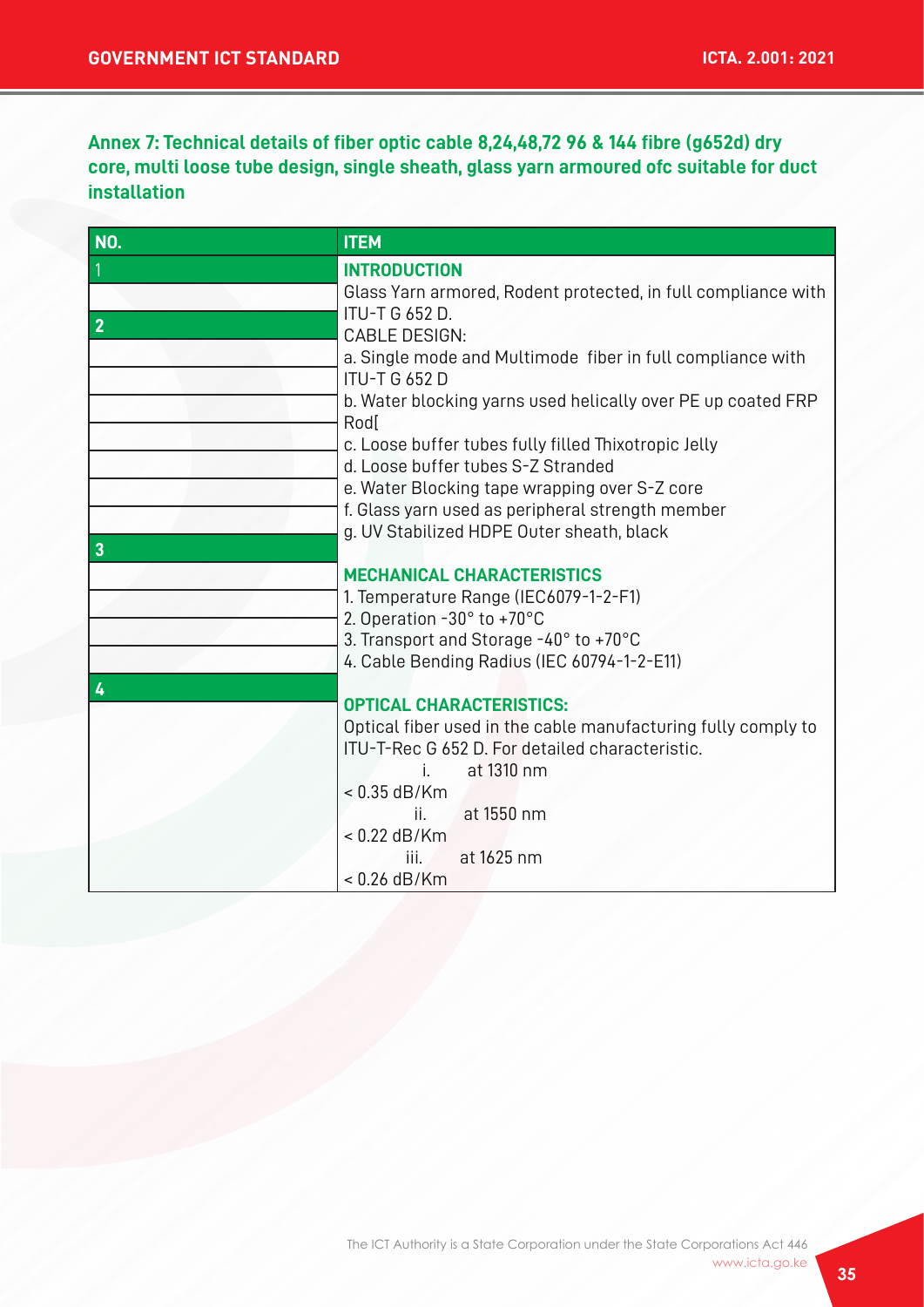## Annex 7: Technical details of fiber optic cable 8,24,48,72 96 & 144 fibre (g652d) dry core, multi loose tube design, single sheath, glass yarn armoured ofc suitable for duct installation

| NO. | ITEM |
|---|---|
| 1 | **INTRODUCTION**<br>Glass Yarn armored, Rodent protected, in full compliance with ITU-T G 652 D. |
| 2 | CABLE DESIGN:<br>a. Single mode and Multimode fiber in full compliance with ITU-T G 652 D<br>b. Water blocking yarns used helically over PE up coated FRP Rod[<br>c. Loose buffer tubes fully filled Thixotropic Jelly<br>d. Loose buffer tubes S-Z Stranded<br>e. Water Blocking tape wrapping over S-Z core<br>f. Glass yarn used as peripheral strength member<br>g. UV Stabilized HDPE Outer sheath, black |
| 3 | **MECHANICAL CHARACTERISTICS**<br>1. Temperature Range (IEC6079-1-2-F1)<br>2. Operation -30° to +70°C<br>3. Transport and Storage -40° to +70°C<br>4. Cable Bending Radius (IEC 60794-1-2-E11) |
| 4 | **OPTICAL CHARACTERISTICS:**<br>Optical fiber used in the cable manufacturing fully comply to ITU-T-Rec G 652 D. For detailed characteristic.<br>i. at 1310 nm<br>< 0.35 dB/Km<br>ii. at 1550 nm<br>< 0.22 dB/Km<br>iii. at 1625 nm<br>< 0.26 dB/Km |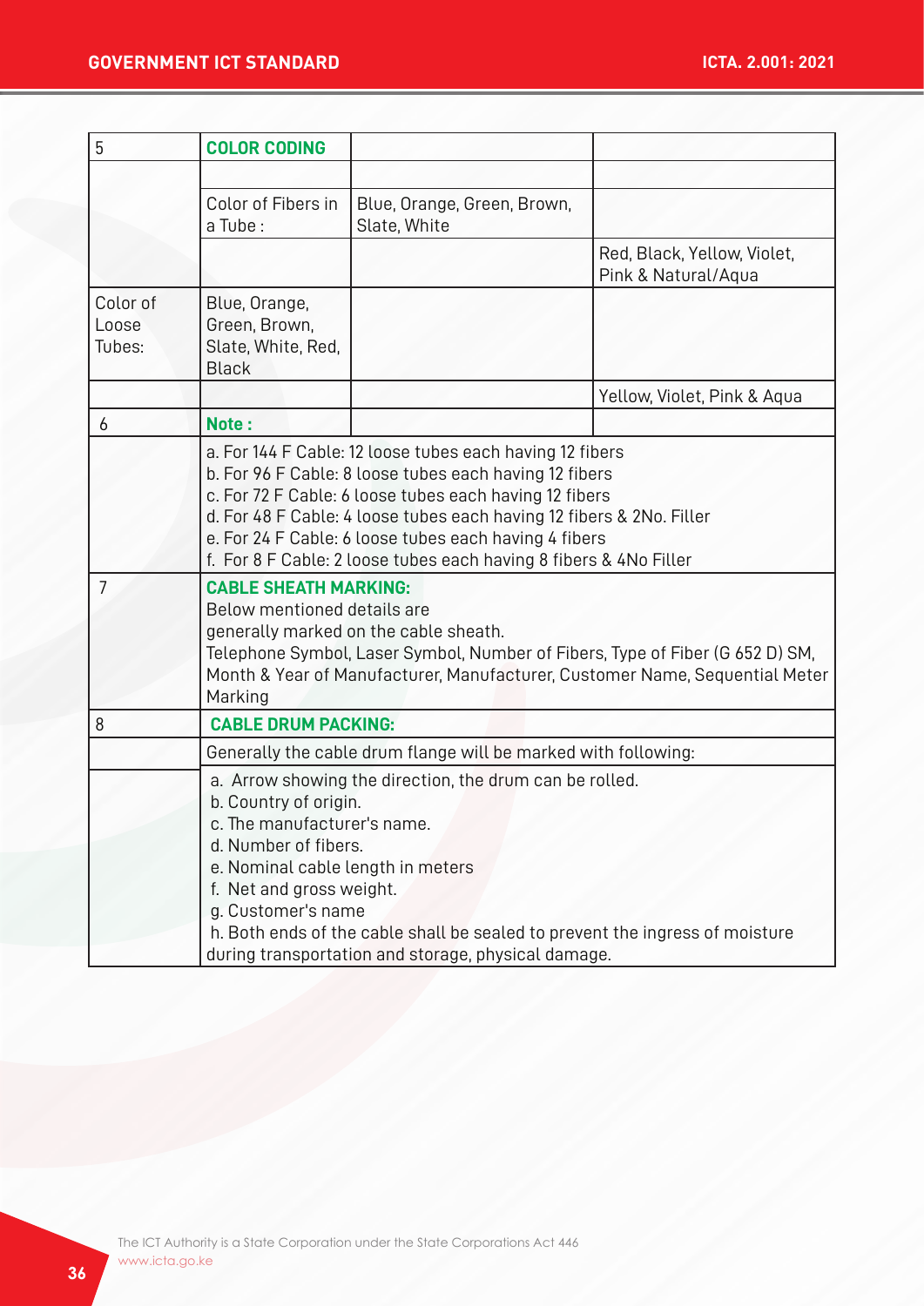| 5 | **COLOR CODING** | | |
|---|---|---|---|
| | | | |
| | Color of Fibers in a Tube : | Blue, Orange, Green, Brown, Slate, White | |
| | | | Red, Black, Yellow, Violet, Pink & Natural/Aqua |
| Color of Loose Tubes: | Blue, Orange, Green, Brown, Slate, White, Red, Black | | |
| | | | Yellow, Violet, Pink & Aqua |
| 6 | **Note :** | | |
| | a. For 144 F Cable: 12 loose tubes each having 12 fibers<br>b. For 96 F Cable: 8 loose tubes each having 12 fibers<br>c. For 72 F Cable: 6 loose tubes each having 12 fibers<br>d. For 48 F Cable: 4 loose tubes each having 12 fibers & 2No. Filler<br>e. For 24 F Cable: 6 loose tubes each having 4 fibers<br>f. For 8 F Cable: 2 loose tubes each having 8 fibers & 4No Filler | | |
| 7 | **CABLE SHEATH MARKING:**<br>Below mentioned details are generally marked on the cable sheath.<br>Telephone Symbol, Laser Symbol, Number of Fibers, Type of Fiber (G 652 D) SM, Month & Year of Manufacturer, Manufacturer, Customer Name, Sequential Meter Marking | | |
| 8 | **CABLE DRUM PACKING:** | | |
| | Generally the cable drum flange will be marked with following: | | |
| | a. Arrow showing the direction, the drum can be rolled.<br>b. Country of origin.<br>c. The manufacturer's name.<br>d. Number of fibers.<br>e. Nominal cable length in meters<br>f. Net and gross weight.<br>g. Customer's name<br>h. Both ends of the cable shall be sealed to prevent the ingress of moisture during transportation and storage, physical damage. | | |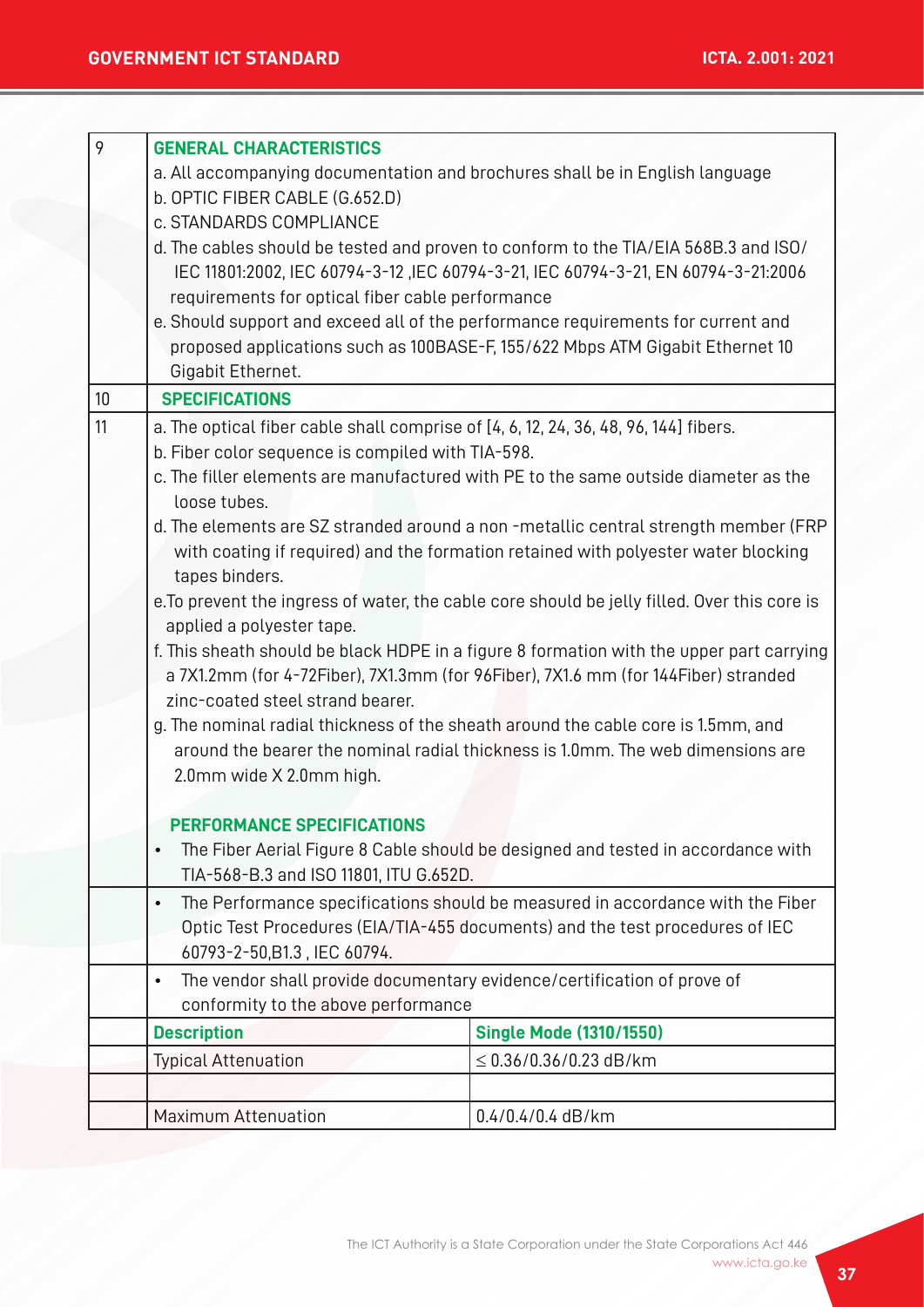| | | |
|---|---|---|
| 9 | **GENERAL CHARACTERISTICS**<br>a. All accompanying documentation and brochures shall be in English language<br>b. OPTIC FIBER CABLE (G.652.D)<br>c. STANDARDS COMPLIANCE<br>d. The cables should be tested and proven to conform to the TIA/EIA 568B.3 and ISO/IEC 11801:2002, IEC 60794-3-12 ,IEC 60794-3-21, IEC 60794-3-21, EN 60794-3-21:2006 requirements for optical fiber cable performance<br>e. Should support and exceed all of the performance requirements for current and proposed applications such as 100BASE-F, 155/622 Mbps ATM Gigabit Ethernet 10 Gigabit Ethernet. | |
| 10 | **SPECIFICATIONS** | |
| 11 | a. The optical fiber cable shall comprise of [4, 6, 12, 24, 36, 48, 96, 144] fibers.<br>b. Fiber color sequence is compiled with TIA-598.<br>c. The filler elements are manufactured with PE to the same outside diameter as the loose tubes.<br>d. The elements are SZ stranded around a non -metallic central strength member (FRP with coating if required) and the formation retained with polyester water blocking tapes binders.<br>e.To prevent the ingress of water, the cable core should be jelly filled. Over this core is applied a polyester tape.<br>f. This sheath should be black HDPE in a figure 8 formation with the upper part carrying a 7X1.2mm (for 4-72Fiber), 7X1.3mm (for 96Fiber), 7X1.6 mm (for 144Fiber) stranded zinc-coated steel strand bearer.<br>g. The nominal radial thickness of the sheath around the cable core is 1.5mm, and around the bearer the nominal radial thickness is 1.0mm. The web dimensions are 2.0mm wide X 2.0mm high.<br><br>**PERFORMANCE SPECIFICATIONS**<br>• The Fiber Aerial Figure 8 Cable should be designed and tested in accordance with TIA-568-B.3 and ISO 11801, ITU G.652D. | |
| | • The Performance specifications should be measured in accordance with the Fiber Optic Test Procedures (EIA/TIA-455 documents) and the test procedures of IEC 60793-2-50,B1.3 , IEC 60794. | |
| | • The vendor shall provide documentary evidence/certification of prove of conformity to the above performance | |
| | **Description** | **Single Mode (1310/1550)** |
| | Typical Attenuation | ≤ 0.36/0.36/0.23 dB/km |
| | | |
| | Maximum Attenuation | 0.4/0.4/0.4 dB/km |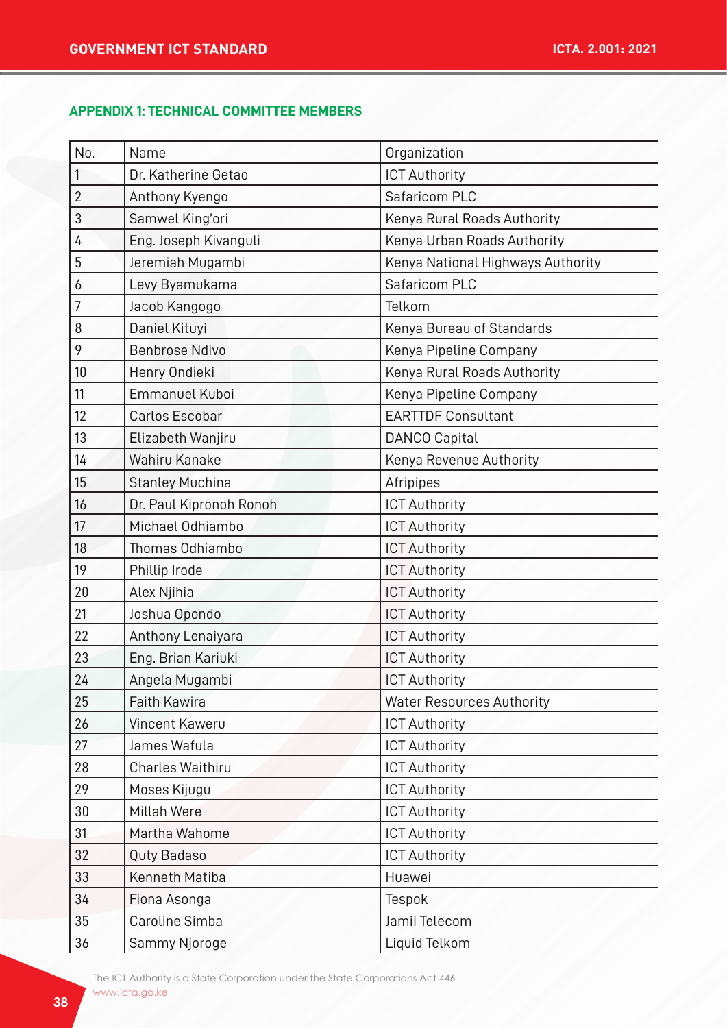## APPENDIX 1: TECHNICAL COMMITTEE MEMBERS

| No. | Name | Organization |
|---|---|---|
| 1 | Dr. Katherine Getao | ICT Authority |
| 2 | Anthony Kyengo | Safaricom PLC |
| 3 | Samwel King'ori | Kenya Rural Roads Authority |
| 4 | Eng. Joseph Kivanguli | Kenya Urban Roads Authority |
| 5 | Jeremiah Mugambi | Kenya National Highways Authority |
| 6 | Levy Byamukama | Safaricom PLC |
| 7 | Jacob Kangogo | Telkom |
| 8 | Daniel Kituyi | Kenya Bureau of Standards |
| 9 | Benbrose Ndivo | Kenya Pipeline Company |
| 10 | Henry Ondieki | Kenya Rural Roads Authority |
| 11 | Emmanuel Kuboi | Kenya Pipeline Company |
| 12 | Carlos Escobar | EARTTDF Consultant |
| 13 | Elizabeth Wanjiru | DANCO Capital |
| 14 | Wahiru Kanake | Kenya Revenue Authority |
| 15 | Stanley Muchina | Afripipes |
| 16 | Dr. Paul Kipronoh Ronoh | ICT Authority |
| 17 | Michael Odhiambo | ICT Authority |
| 18 | Thomas Odhiambo | ICT Authority |
| 19 | Phillip Irode | ICT Authority |
| 20 | Alex Njihia | ICT Authority |
| 21 | Joshua Opondo | ICT Authority |
| 22 | Anthony Lenaiyara | ICT Authority |
| 23 | Eng. Brian Kariuki | ICT Authority |
| 24 | Angela Mugambi | ICT Authority |
| 25 | Faith Kawira | Water Resources Authority |
| 26 | Vincent Kaweru | ICT Authority |
| 27 | James Wafula | ICT Authority |
| 28 | Charles Waithiru | ICT Authority |
| 29 | Moses Kijugu | ICT Authority |
| 30 | Millah Were | ICT Authority |
| 31 | Martha Wahome | ICT Authority |
| 32 | Quty Badaso | ICT Authority |
| 33 | Kenneth Matiba | Huawei |
| 34 | Fiona Asonga | Tespok |
| 35 | Caroline Simba | Jamii Telecom |
| 36 | Sammy Njoroge | Liquid Telkom |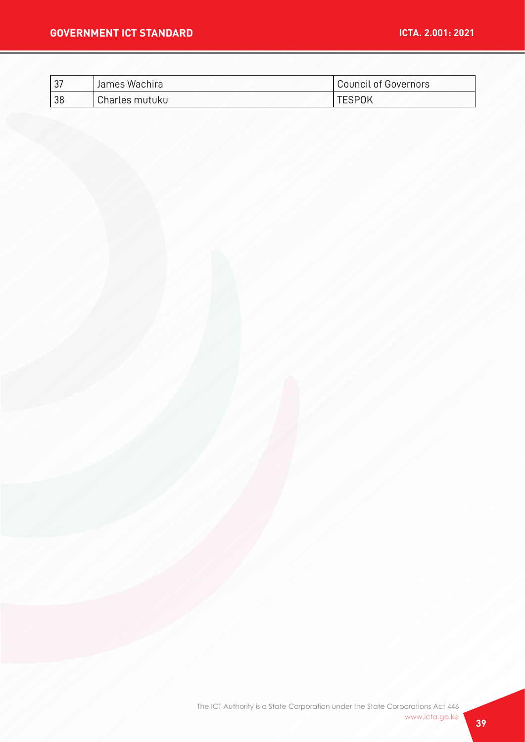| 37 | James Wachira | Council of Governors |
|---|---|---|
| 38 | Charles mutuku | TESPOK |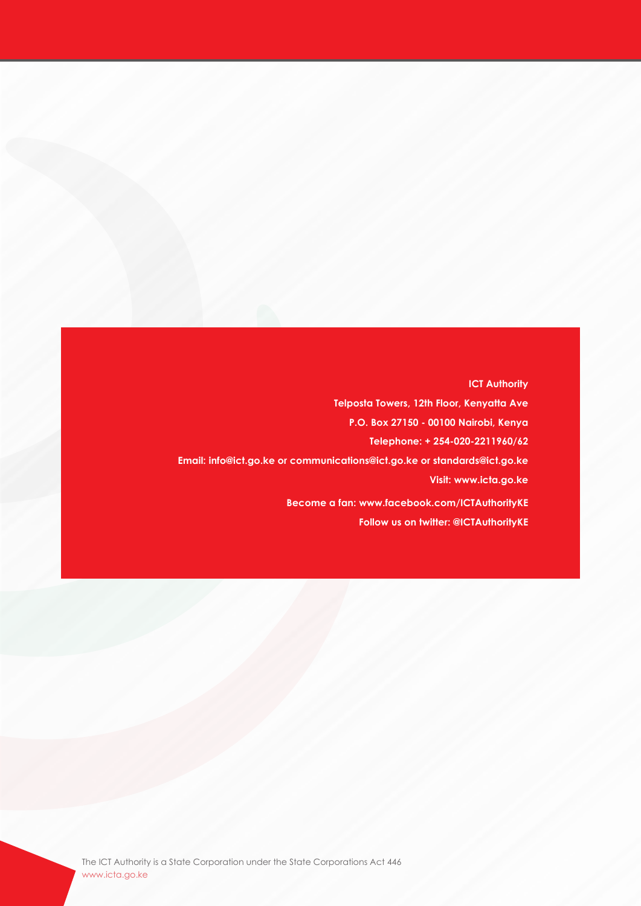**ICT Authority**

**Telposta Towers, 12th Floor, Kenyatta Ave**

**P.O. Box 27150 - 00100 Nairobi, Kenya**

**Telephone: + 254-020-2211960/62**

**Email: info@ict.go.ke or communications@ict.go.ke or standards@ict.go.ke**

**Visit: www.icta.go.ke**

**Become a fan: www.facebook.com/ICTAuthorityKE**

**Follow us on twitter: @ICTAuthorityKE**

The ICT Authority is a State Corporation under the State Corporations Act 446
www.icta.go.ke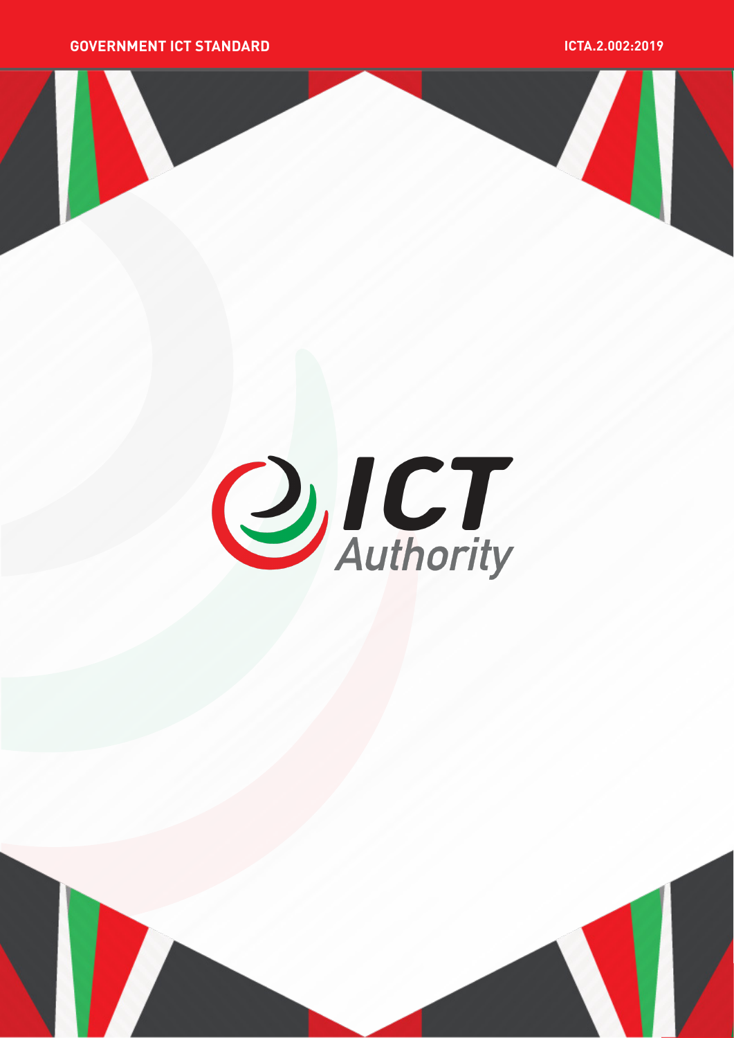GOVERNMENT ICT STANDARD

ICTA.2.002:2019

ICT Authority